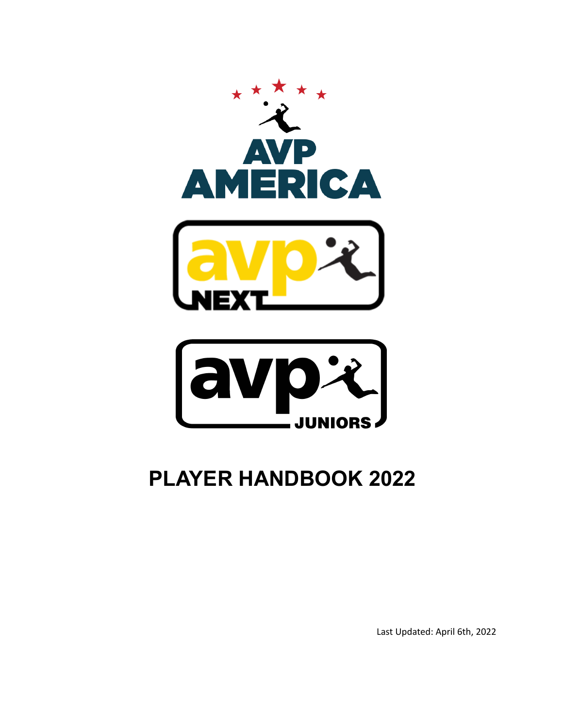AVP AMERICA

avp NEXT

avp JUNIORS

# PLAYER HANDBOOK 2022

Last Updated: April 6th, 2022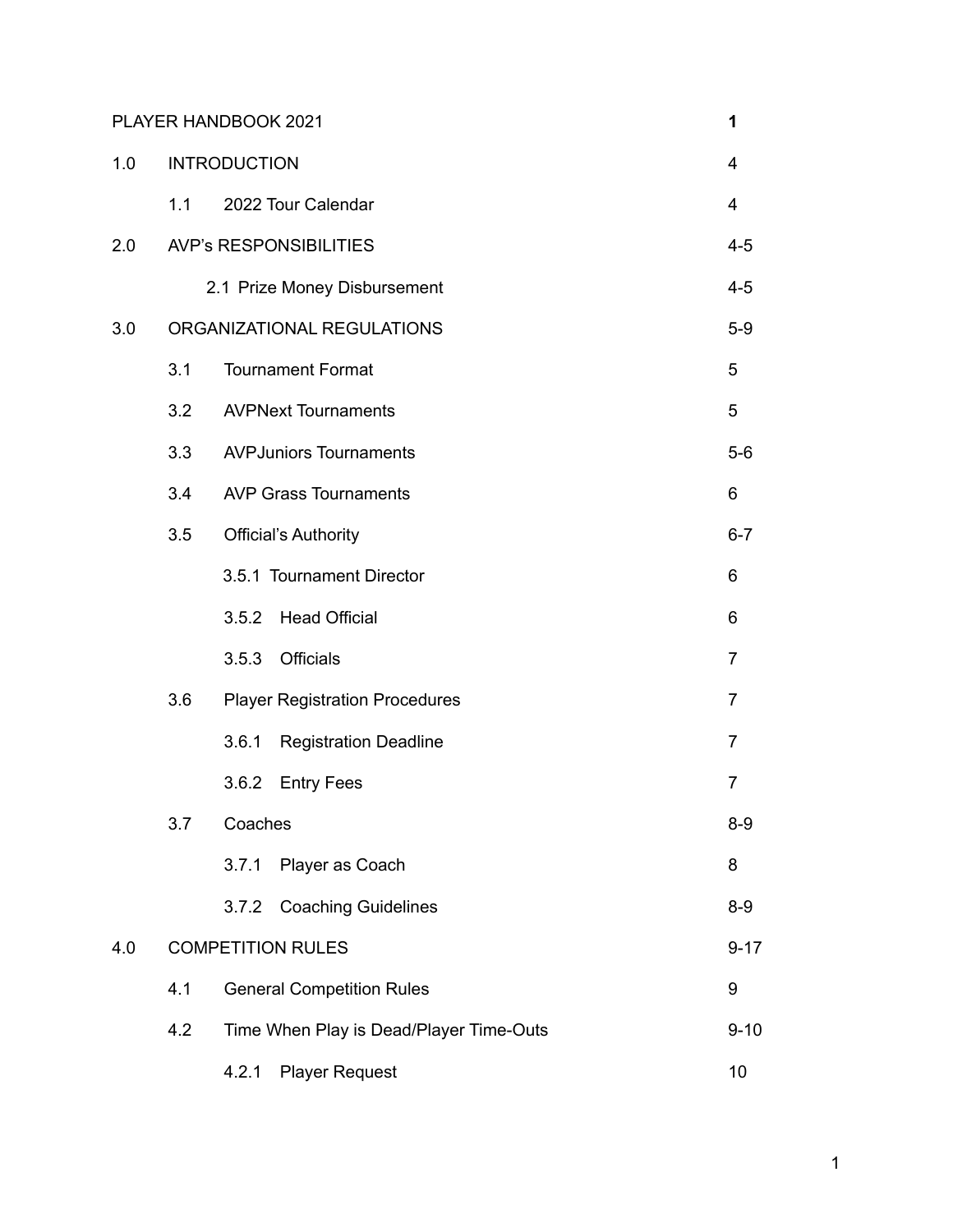| | | | |
|---|---|---|---|
| PLAYER HANDBOOK 2021 | | | **1** |
| 1.0 | INTRODUCTION | | 4 |
| | 1.1 | 2022 Tour Calendar | 4 |
| 2.0 | AVP's RESPONSIBILITIES | | 4-5 |
| | | 2.1 Prize Money Disbursement | 4-5 |
| 3.0 | ORGANIZATIONAL REGULATIONS | | 5-9 |
| | 3.1 | Tournament Format | 5 |
| | 3.2 | AVPNext Tournaments | 5 |
| | 3.3 | AVPJuniors Tournaments | 5-6 |
| | 3.4 | AVP Grass Tournaments | 6 |
| | 3.5 | Official's Authority | 6-7 |
| | | 3.5.1 Tournament Director | 6 |
| | | 3.5.2 Head Official | 6 |
| | | 3.5.3 Officials | 7 |
| | 3.6 | Player Registration Procedures | 7 |
| | | 3.6.1 Registration Deadline | 7 |
| | | 3.6.2 Entry Fees | 7 |
| | 3.7 | Coaches | 8-9 |
| | | 3.7.1 Player as Coach | 8 |
| | | 3.7.2 Coaching Guidelines | 8-9 |
| 4.0 | COMPETITION RULES | | 9-17 |
| | 4.1 | General Competition Rules | 9 |
| | 4.2 | Time When Play is Dead/Player Time-Outs | 9-10 |
| | | 4.2.1 Player Request | 10 |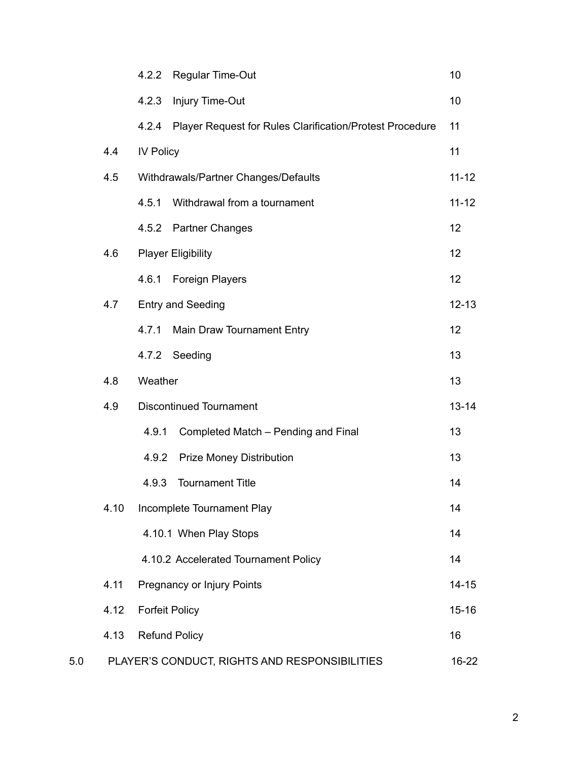| | | | |
|---|---|---|---|
| | | 4.2.2 Regular Time-Out | 10 |
| | | 4.2.3 Injury Time-Out | 10 |
| | | 4.2.4 Player Request for Rules Clarification/Protest Procedure | 11 |
| | 4.4 | IV Policy | 11 |
| | 4.5 | Withdrawals/Partner Changes/Defaults | 11-12 |
| | | 4.5.1 Withdrawal from a tournament | 11-12 |
| | | 4.5.2 Partner Changes | 12 |
| | 4.6 | Player Eligibility | 12 |
| | | 4.6.1 Foreign Players | 12 |
| | 4.7 | Entry and Seeding | 12-13 |
| | | 4.7.1 Main Draw Tournament Entry | 12 |
| | | 4.7.2 Seeding | 13 |
| | 4.8 | Weather | 13 |
| | 4.9 | Discontinued Tournament | 13-14 |
| | | 4.9.1 Completed Match – Pending and Final | 13 |
| | | 4.9.2 Prize Money Distribution | 13 |
| | | 4.9.3 Tournament Title | 14 |
| | 4.10 | Incomplete Tournament Play | 14 |
| | | 4.10.1 When Play Stops | 14 |
| | | 4.10.2 Accelerated Tournament Policy | 14 |
| | 4.11 | Pregnancy or Injury Points | 14-15 |
| | 4.12 | Forfeit Policy | 15-16 |
| | 4.13 | Refund Policy | 16 |
| 5.0 | PLAYER'S CONDUCT, RIGHTS AND RESPONSIBILITIES | | 16-22 |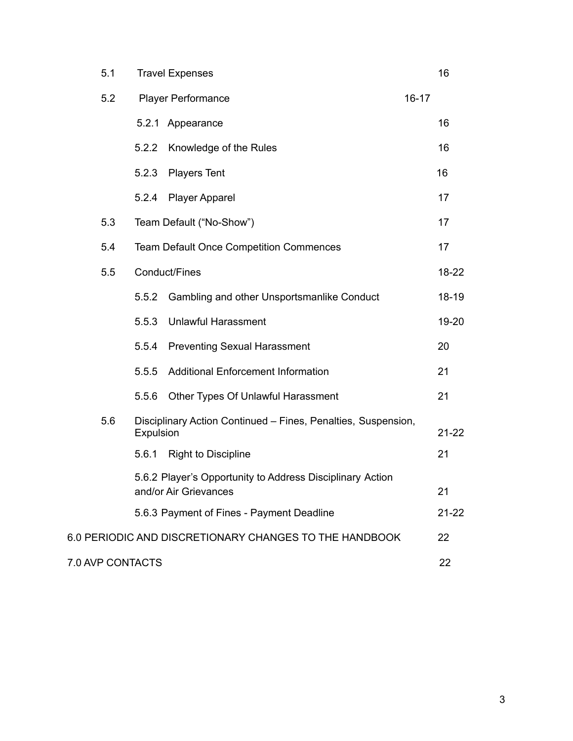| | | |
|---|---|---|
| 5.1 | Travel Expenses | 16 |
| 5.2 | Player Performance | 16-17 |
| | 5.2.1 Appearance | 16 |
| | 5.2.2 Knowledge of the Rules | 16 |
| | 5.2.3 Players Tent | 16 |
| | 5.2.4 Player Apparel | 17 |
| 5.3 | Team Default ("No-Show") | 17 |
| 5.4 | Team Default Once Competition Commences | 17 |
| 5.5 | Conduct/Fines | 18-22 |
| | 5.5.2 Gambling and other Unsportsmanlike Conduct | 18-19 |
| | 5.5.3 Unlawful Harassment | 19-20 |
| | 5.5.4 Preventing Sexual Harassment | 20 |
| | 5.5.5 Additional Enforcement Information | 21 |
| | 5.5.6 Other Types Of Unlawful Harassment | 21 |
| 5.6 | Disciplinary Action Continued – Fines, Penalties, Suspension, Expulsion | 21-22 |
| | 5.6.1 Right to Discipline | 21 |
| | 5.6.2 Player's Opportunity to Address Disciplinary Action and/or Air Grievances | 21 |
| | 5.6.3 Payment of Fines - Payment Deadline | 21-22 |
| 6.0 PERIODIC AND DISCRETIONARY CHANGES TO THE HANDBOOK | | 22 |
| 7.0 AVP CONTACTS | | 22 |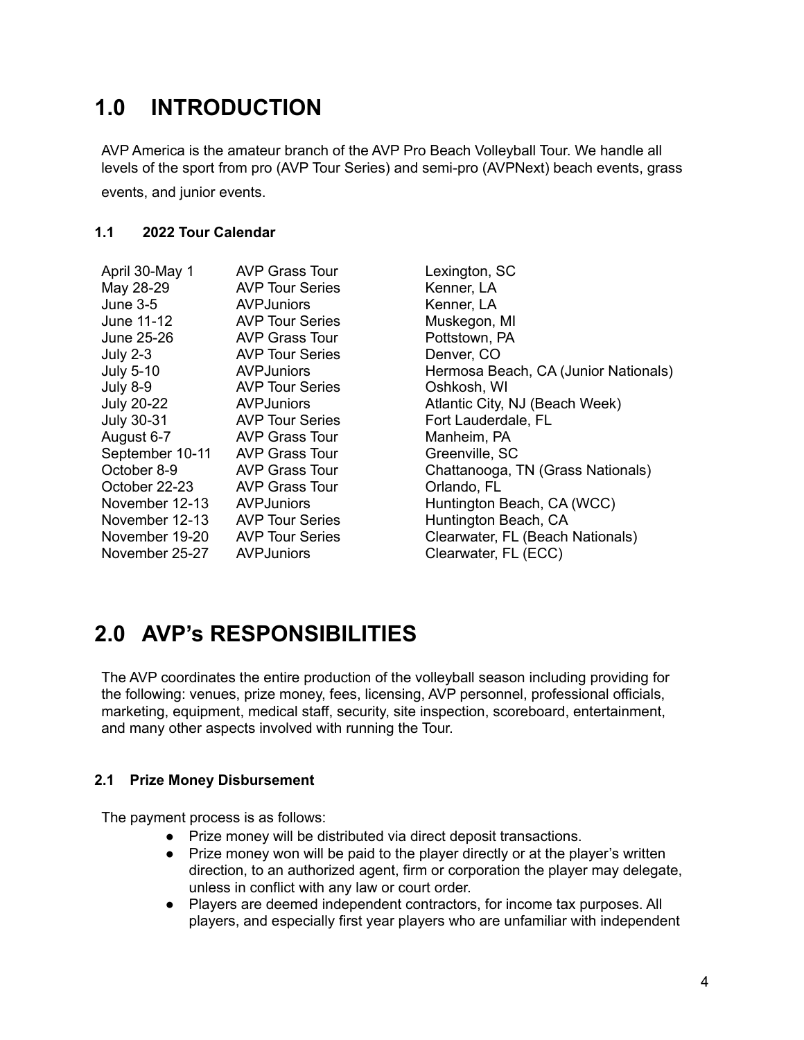# 1.0 INTRODUCTION

AVP America is the amateur branch of the AVP Pro Beach Volleyball Tour. We handle all levels of the sport from pro (AVP Tour Series) and semi-pro (AVPNext) beach events, grass events, and junior events.

### 1.1 2022 Tour Calendar

| | | |
|---|---|---|
| April 30-May 1 | AVP Grass Tour | Lexington, SC |
| May 28-29 | AVP Tour Series | Kenner, LA |
| June 3-5 | AVPJuniors | Kenner, LA |
| June 11-12 | AVP Tour Series | Muskegon, MI |
| June 25-26 | AVP Grass Tour | Pottstown, PA |
| July 2-3 | AVP Tour Series | Denver, CO |
| July 5-10 | AVPJuniors | Hermosa Beach, CA (Junior Nationals) |
| July 8-9 | AVP Tour Series | Oshkosh, WI |
| July 20-22 | AVPJuniors | Atlantic City, NJ (Beach Week) |
| July 30-31 | AVP Tour Series | Fort Lauderdale, FL |
| August 6-7 | AVP Grass Tour | Manheim, PA |
| September 10-11 | AVP Grass Tour | Greenville, SC |
| October 8-9 | AVP Grass Tour | Chattanooga, TN (Grass Nationals) |
| October 22-23 | AVP Grass Tour | Orlando, FL |
| November 12-13 | AVPJuniors | Huntington Beach, CA (WCC) |
| November 12-13 | AVP Tour Series | Huntington Beach, CA |
| November 19-20 | AVP Tour Series | Clearwater, FL (Beach Nationals) |
| November 25-27 | AVPJuniors | Clearwater, FL (ECC) |

# 2.0 AVP's RESPONSIBILITIES

The AVP coordinates the entire production of the volleyball season including providing for the following: venues, prize money, fees, licensing, AVP personnel, professional officials, marketing, equipment, medical staff, security, site inspection, scoreboard, entertainment, and many other aspects involved with running the Tour.

### 2.1 Prize Money Disbursement

The payment process is as follows:

- Prize money will be distributed via direct deposit transactions.
- Prize money won will be paid to the player directly or at the player's written direction, to an authorized agent, firm or corporation the player may delegate, unless in conflict with any law or court order.
- Players are deemed independent contractors, for income tax purposes. All players, and especially first year players who are unfamiliar with independent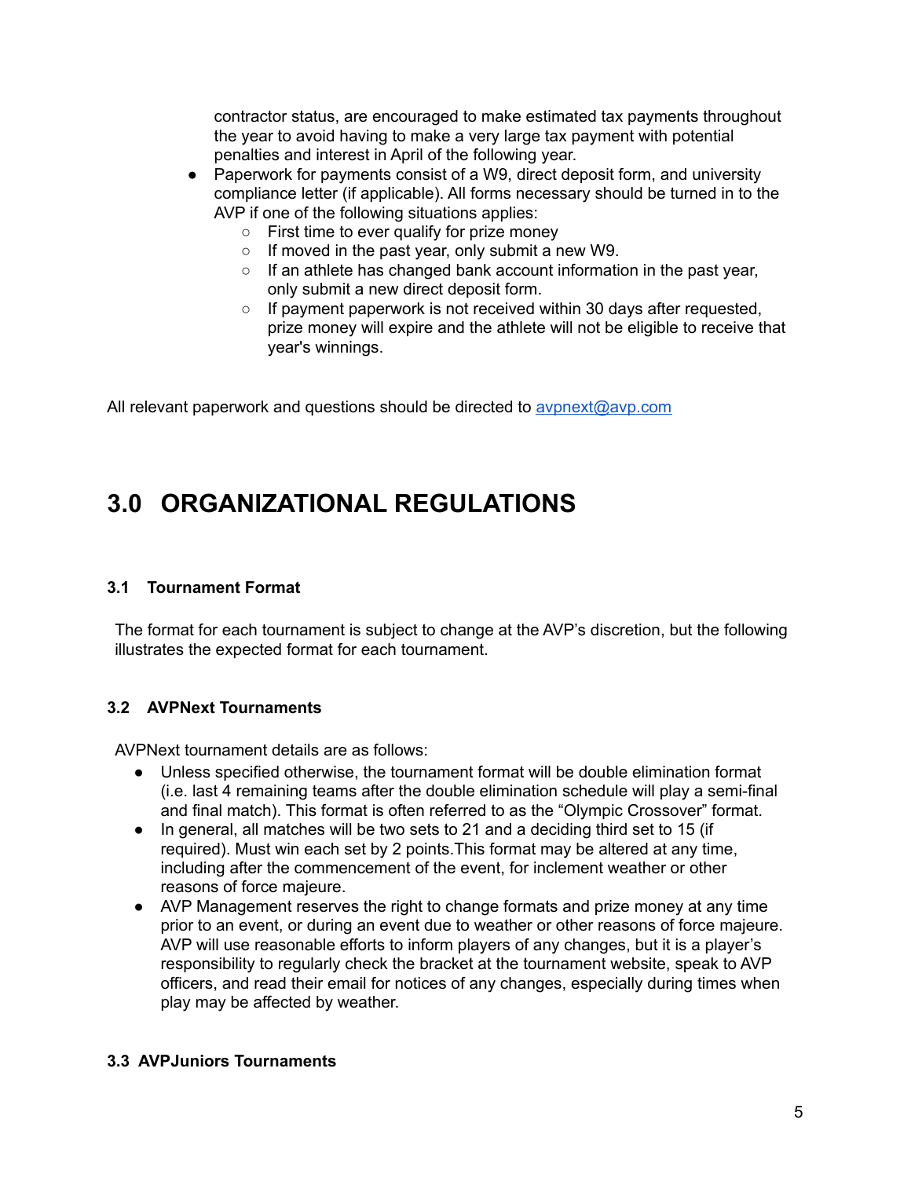contractor status, are encouraged to make estimated tax payments throughout the year to avoid having to make a very large tax payment with potential penalties and interest in April of the following year.

- Paperwork for payments consist of a W9, direct deposit form, and university compliance letter (if applicable). All forms necessary should be turned in to the AVP if one of the following situations applies:
  - First time to ever qualify for prize money
  - If moved in the past year, only submit a new W9.
  - If an athlete has changed bank account information in the past year, only submit a new direct deposit form.
  - If payment paperwork is not received within 30 days after requested, prize money will expire and the athlete will not be eligible to receive that year's winnings.

All relevant paperwork and questions should be directed to [avpnext@avp.com](mailto:avpnext@avp.com)

# 3.0 ORGANIZATIONAL REGULATIONS

### 3.1 Tournament Format

The format for each tournament is subject to change at the AVP's discretion, but the following illustrates the expected format for each tournament.

### 3.2 AVPNext Tournaments

AVPNext tournament details are as follows:

- Unless specified otherwise, the tournament format will be double elimination format (i.e. last 4 remaining teams after the double elimination schedule will play a semi-final and final match). This format is often referred to as the "Olympic Crossover" format.
- In general, all matches will be two sets to 21 and a deciding third set to 15 (if required). Must win each set by 2 points.This format may be altered at any time, including after the commencement of the event, for inclement weather or other reasons of force majeure.
- AVP Management reserves the right to change formats and prize money at any time prior to an event, or during an event due to weather or other reasons of force majeure. AVP will use reasonable efforts to inform players of any changes, but it is a player's responsibility to regularly check the bracket at the tournament website, speak to AVP officers, and read their email for notices of any changes, especially during times when play may be affected by weather.

### 3.3 AVPJuniors Tournaments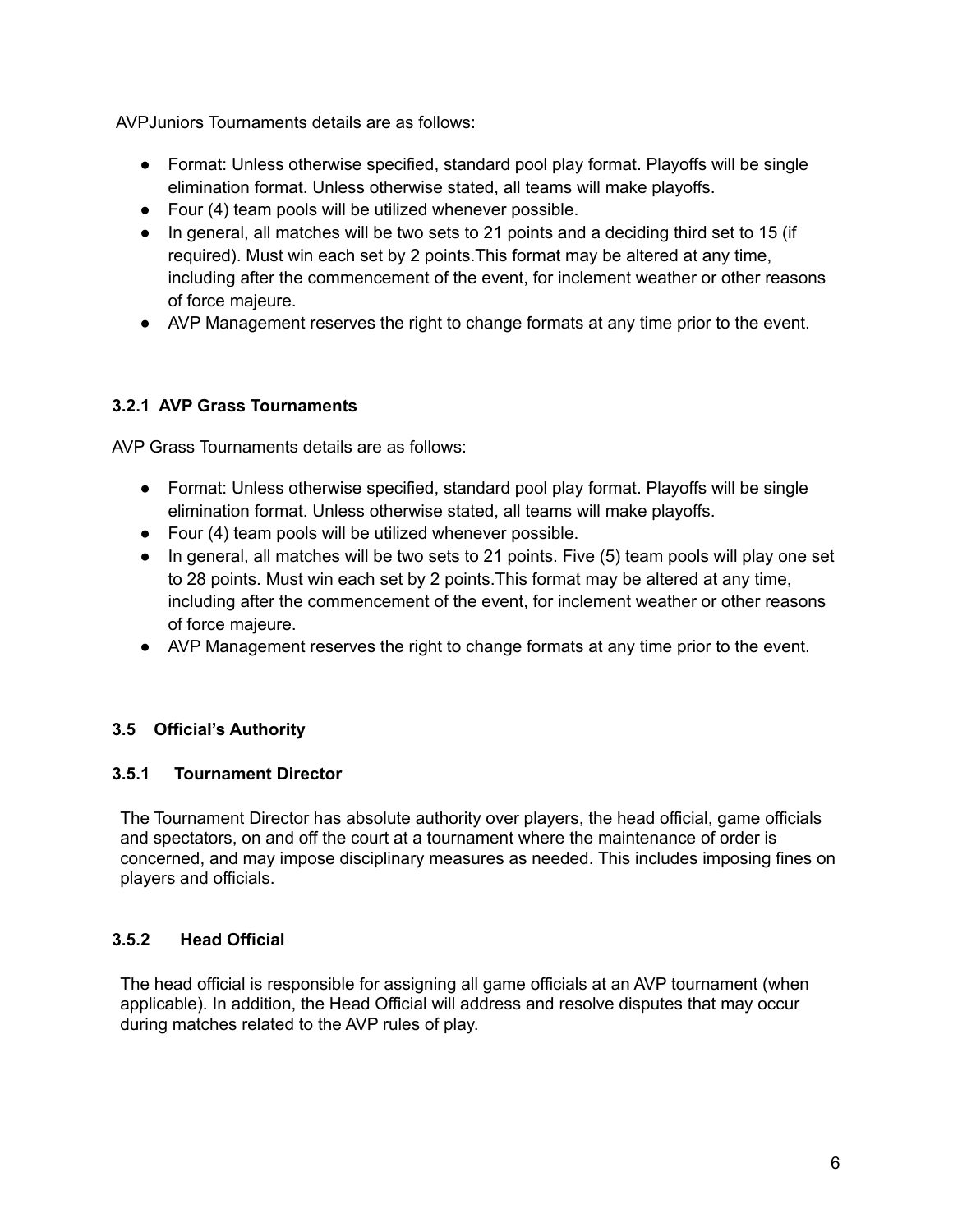AVPJuniors Tournaments details are as follows:

- Format: Unless otherwise specified, standard pool play format. Playoffs will be single elimination format. Unless otherwise stated, all teams will make playoffs.
- Four (4) team pools will be utilized whenever possible.
- In general, all matches will be two sets to 21 points and a deciding third set to 15 (if required). Must win each set by 2 points.This format may be altered at any time, including after the commencement of the event, for inclement weather or other reasons of force majeure.
- AVP Management reserves the right to change formats at any time prior to the event.

### 3.2.1 AVP Grass Tournaments

AVP Grass Tournaments details are as follows:

- Format: Unless otherwise specified, standard pool play format. Playoffs will be single elimination format. Unless otherwise stated, all teams will make playoffs.
- Four (4) team pools will be utilized whenever possible.
- In general, all matches will be two sets to 21 points. Five (5) team pools will play one set to 28 points. Must win each set by 2 points.This format may be altered at any time, including after the commencement of the event, for inclement weather or other reasons of force majeure.
- AVP Management reserves the right to change formats at any time prior to the event.

### 3.5 Official's Authority

### 3.5.1 Tournament Director

The Tournament Director has absolute authority over players, the head official, game officials and spectators, on and off the court at a tournament where the maintenance of order is concerned, and may impose disciplinary measures as needed. This includes imposing fines on players and officials.

### 3.5.2 Head Official

The head official is responsible for assigning all game officials at an AVP tournament (when applicable). In addition, the Head Official will address and resolve disputes that may occur during matches related to the AVP rules of play.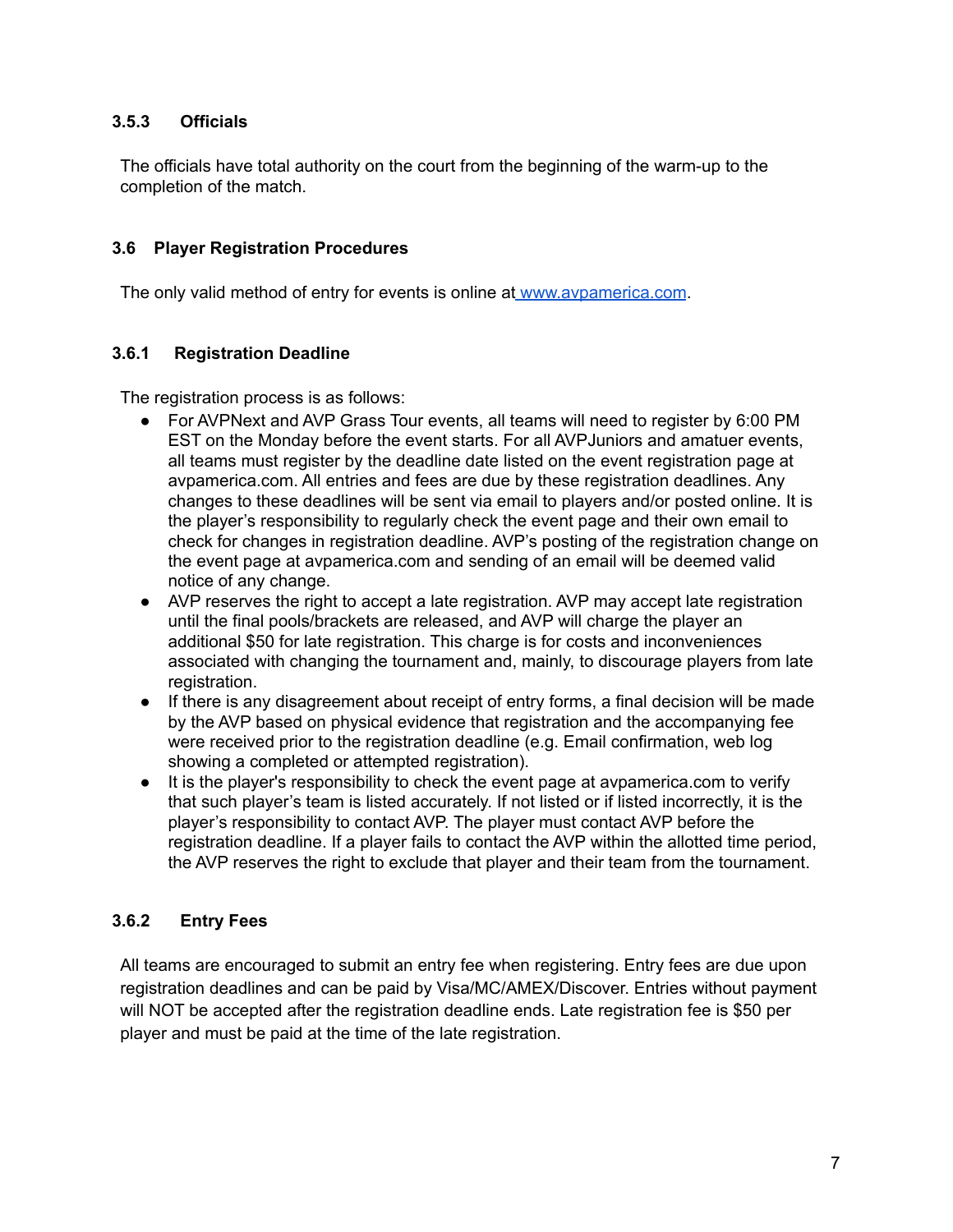#### 3.5.3 Officials

The officials have total authority on the court from the beginning of the warm-up to the completion of the match.

### 3.6 Player Registration Procedures

The only valid method of entry for events is online at [www.avpamerica.com](http://www.avpamerica.com).

#### 3.6.1 Registration Deadline

The registration process is as follows:

- For AVPNext and AVP Grass Tour events, all teams will need to register by 6:00 PM EST on the Monday before the event starts. For all AVPJuniors and amatuer events, all teams must register by the deadline date listed on the event registration page at avpamerica.com. All entries and fees are due by these registration deadlines. Any changes to these deadlines will be sent via email to players and/or posted online. It is the player's responsibility to regularly check the event page and their own email to check for changes in registration deadline. AVP's posting of the registration change on the event page at avpamerica.com and sending of an email will be deemed valid notice of any change.
- AVP reserves the right to accept a late registration. AVP may accept late registration until the final pools/brackets are released, and AVP will charge the player an additional $50 for late registration. This charge is for costs and inconveniences associated with changing the tournament and, mainly, to discourage players from late registration.
- If there is any disagreement about receipt of entry forms, a final decision will be made by the AVP based on physical evidence that registration and the accompanying fee were received prior to the registration deadline (e.g. Email confirmation, web log showing a completed or attempted registration).
- It is the player's responsibility to check the event page at avpamerica.com to verify that such player's team is listed accurately. If not listed or if listed incorrectly, it is the player's responsibility to contact AVP. The player must contact AVP before the registration deadline. If a player fails to contact the AVP within the allotted time period, the AVP reserves the right to exclude that player and their team from the tournament.

#### 3.6.2 Entry Fees

All teams are encouraged to submit an entry fee when registering. Entry fees are due upon registration deadlines and can be paid by Visa/MC/AMEX/Discover. Entries without payment will NOT be accepted after the registration deadline ends. Late registration fee is $50 per player and must be paid at the time of the late registration.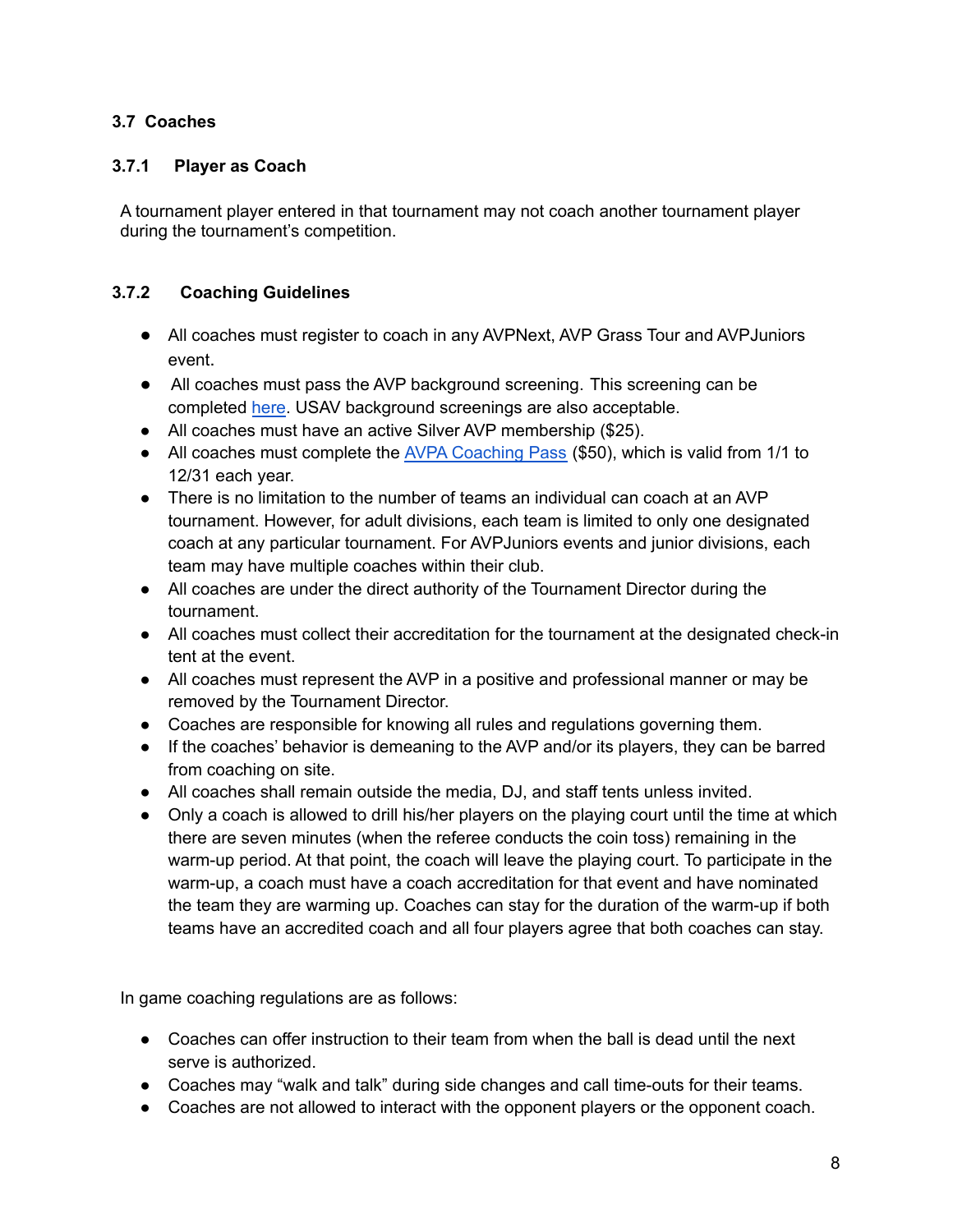### 3.7 Coaches

#### 3.7.1 Player as Coach

A tournament player entered in that tournament may not coach another tournament player during the tournament's competition.

#### 3.7.2 Coaching Guidelines

- All coaches must register to coach in any AVPNext, AVP Grass Tour and AVPJuniors event.
- All coaches must pass the AVP background screening. This screening can be completed [here](). USAV background screenings are also acceptable.
- All coaches must have an active Silver AVP membership ($25).
- All coaches must complete the [AVPA Coaching Pass]() ($50), which is valid from 1/1 to 12/31 each year.
- There is no limitation to the number of teams an individual can coach at an AVP tournament. However, for adult divisions, each team is limited to only one designated coach at any particular tournament. For AVPJuniors events and junior divisions, each team may have multiple coaches within their club.
- All coaches are under the direct authority of the Tournament Director during the tournament.
- All coaches must collect their accreditation for the tournament at the designated check-in tent at the event.
- All coaches must represent the AVP in a positive and professional manner or may be removed by the Tournament Director.
- Coaches are responsible for knowing all rules and regulations governing them.
- If the coaches' behavior is demeaning to the AVP and/or its players, they can be barred from coaching on site.
- All coaches shall remain outside the media, DJ, and staff tents unless invited.
- Only a coach is allowed to drill his/her players on the playing court until the time at which there are seven minutes (when the referee conducts the coin toss) remaining in the warm-up period. At that point, the coach will leave the playing court. To participate in the warm-up, a coach must have a coach accreditation for that event and have nominated the team they are warming up. Coaches can stay for the duration of the warm-up if both teams have an accredited coach and all four players agree that both coaches can stay.

In game coaching regulations are as follows:

- Coaches can offer instruction to their team from when the ball is dead until the next serve is authorized.
- Coaches may "walk and talk" during side changes and call time-outs for their teams.
- Coaches are not allowed to interact with the opponent players or the opponent coach.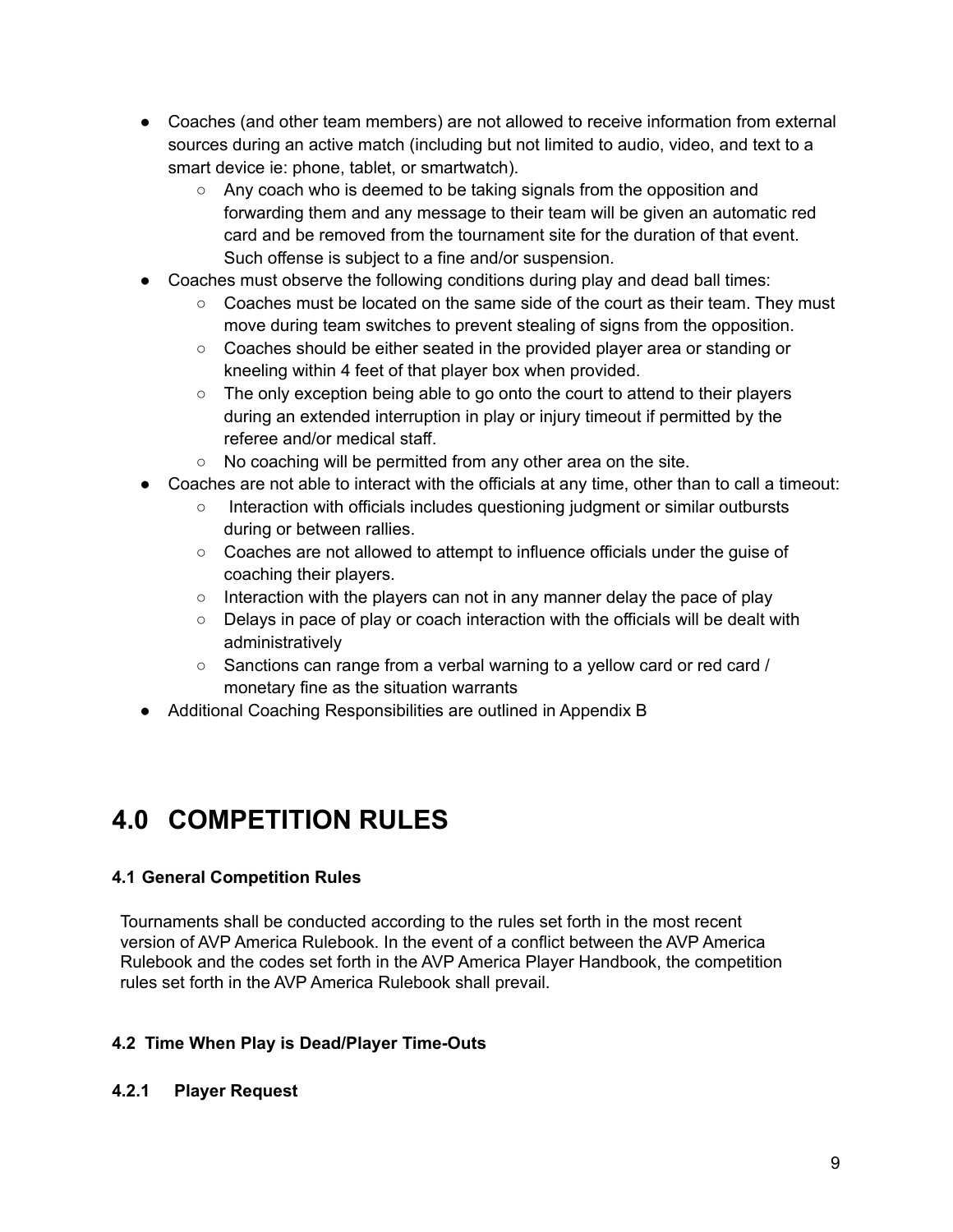- Coaches (and other team members) are not allowed to receive information from external sources during an active match (including but not limited to audio, video, and text to a smart device ie: phone, tablet, or smartwatch).
  - Any coach who is deemed to be taking signals from the opposition and forwarding them and any message to their team will be given an automatic red card and be removed from the tournament site for the duration of that event. Such offense is subject to a fine and/or suspension.
- Coaches must observe the following conditions during play and dead ball times:
  - Coaches must be located on the same side of the court as their team. They must move during team switches to prevent stealing of signs from the opposition.
  - Coaches should be either seated in the provided player area or standing or kneeling within 4 feet of that player box when provided.
  - The only exception being able to go onto the court to attend to their players during an extended interruption in play or injury timeout if permitted by the referee and/or medical staff.
  - No coaching will be permitted from any other area on the site.
- Coaches are not able to interact with the officials at any time, other than to call a timeout:
  - Interaction with officials includes questioning judgment or similar outbursts during or between rallies.
  - Coaches are not allowed to attempt to influence officials under the guise of coaching their players.
  - Interaction with the players can not in any manner delay the pace of play
  - Delays in pace of play or coach interaction with the officials will be dealt with administratively
  - Sanctions can range from a verbal warning to a yellow card or red card / monetary fine as the situation warrants
- Additional Coaching Responsibilities are outlined in Appendix B

# 4.0 COMPETITION RULES

### 4.1 General Competition Rules

Tournaments shall be conducted according to the rules set forth in the most recent version of AVP America Rulebook. In the event of a conflict between the AVP America Rulebook and the codes set forth in the AVP America Player Handbook, the competition rules set forth in the AVP America Rulebook shall prevail.

### 4.2 Time When Play is Dead/Player Time-Outs

#### 4.2.1 Player Request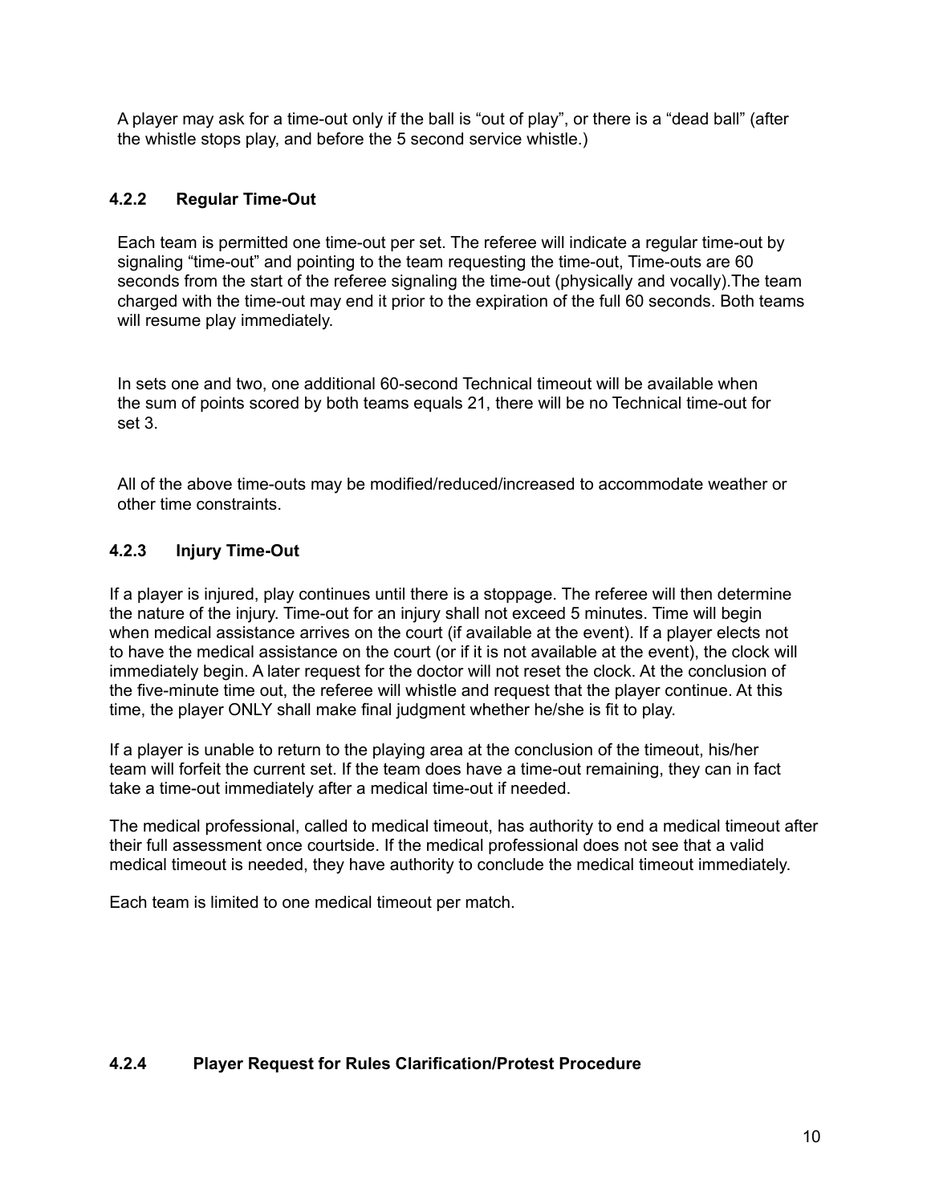A player may ask for a time-out only if the ball is “out of play”, or there is a “dead ball” (after the whistle stops play, and before the 5 second service whistle.)

### 4.2.2 Regular Time-Out

Each team is permitted one time-out per set. The referee will indicate a regular time-out by signaling “time-out” and pointing to the team requesting the time-out, Time-outs are 60 seconds from the start of the referee signaling the time-out (physically and vocally).The team charged with the time-out may end it prior to the expiration of the full 60 seconds. Both teams will resume play immediately.

In sets one and two, one additional 60-second Technical timeout will be available when the sum of points scored by both teams equals 21, there will be no Technical time-out for set 3.

All of the above time-outs may be modified/reduced/increased to accommodate weather or other time constraints.

### 4.2.3 Injury Time-Out

If a player is injured, play continues until there is a stoppage. The referee will then determine the nature of the injury. Time-out for an injury shall not exceed 5 minutes. Time will begin when medical assistance arrives on the court (if available at the event). If a player elects not to have the medical assistance on the court (or if it is not available at the event), the clock will immediately begin. A later request for the doctor will not reset the clock. At the conclusion of the five-minute time out, the referee will whistle and request that the player continue. At this time, the player ONLY shall make final judgment whether he/she is fit to play.

If a player is unable to return to the playing area at the conclusion of the timeout, his/her team will forfeit the current set. If the team does have a time-out remaining, they can in fact take a time-out immediately after a medical time-out if needed.

The medical professional, called to medical timeout, has authority to end a medical timeout after their full assessment once courtside. If the medical professional does not see that a valid medical timeout is needed, they have authority to conclude the medical timeout immediately.

Each team is limited to one medical timeout per match.

### 4.2.4 Player Request for Rules Clarification/Protest Procedure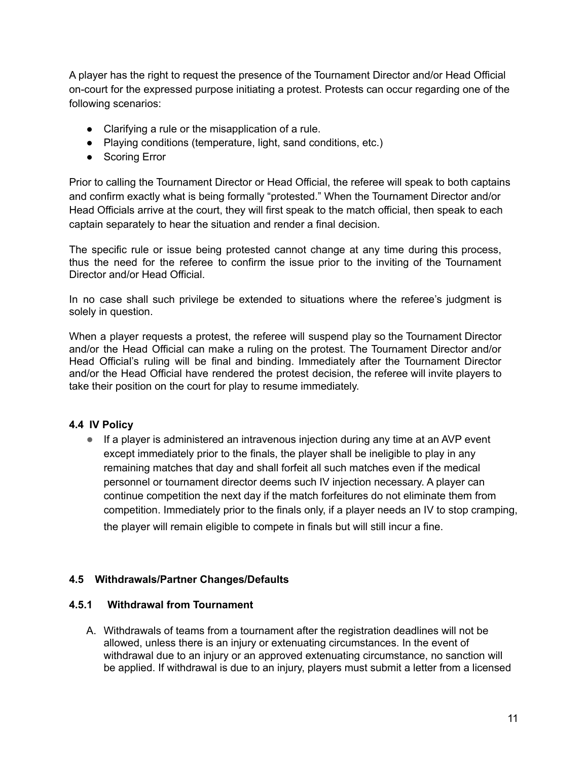A player has the right to request the presence of the Tournament Director and/or Head Official on-court for the expressed purpose initiating a protest. Protests can occur regarding one of the following scenarios:

- Clarifying a rule or the misapplication of a rule.
- Playing conditions (temperature, light, sand conditions, etc.)
- Scoring Error

Prior to calling the Tournament Director or Head Official, the referee will speak to both captains and confirm exactly what is being formally "protested." When the Tournament Director and/or Head Officials arrive at the court, they will first speak to the match official, then speak to each captain separately to hear the situation and render a final decision.

The specific rule or issue being protested cannot change at any time during this process, thus the need for the referee to confirm the issue prior to the inviting of the Tournament Director and/or Head Official.

In no case shall such privilege be extended to situations where the referee's judgment is solely in question.

When a player requests a protest, the referee will suspend play so the Tournament Director and/or the Head Official can make a ruling on the protest. The Tournament Director and/or Head Official's ruling will be final and binding. Immediately after the Tournament Director and/or the Head Official have rendered the protest decision, the referee will invite players to take their position on the court for play to resume immediately.

### 4.4 IV Policy

- If a player is administered an intravenous injection during any time at an AVP event except immediately prior to the finals, the player shall be ineligible to play in any remaining matches that day and shall forfeit all such matches even if the medical personnel or tournament director deems such IV injection necessary. A player can continue competition the next day if the match forfeitures do not eliminate them from competition. Immediately prior to the finals only, if a player needs an IV to stop cramping, the player will remain eligible to compete in finals but will still incur a fine.

### 4.5 Withdrawals/Partner Changes/Defaults

#### 4.5.1 Withdrawal from Tournament

A. Withdrawals of teams from a tournament after the registration deadlines will not be allowed, unless there is an injury or extenuating circumstances. In the event of withdrawal due to an injury or an approved extenuating circumstance, no sanction will be applied. If withdrawal is due to an injury, players must submit a letter from a licensed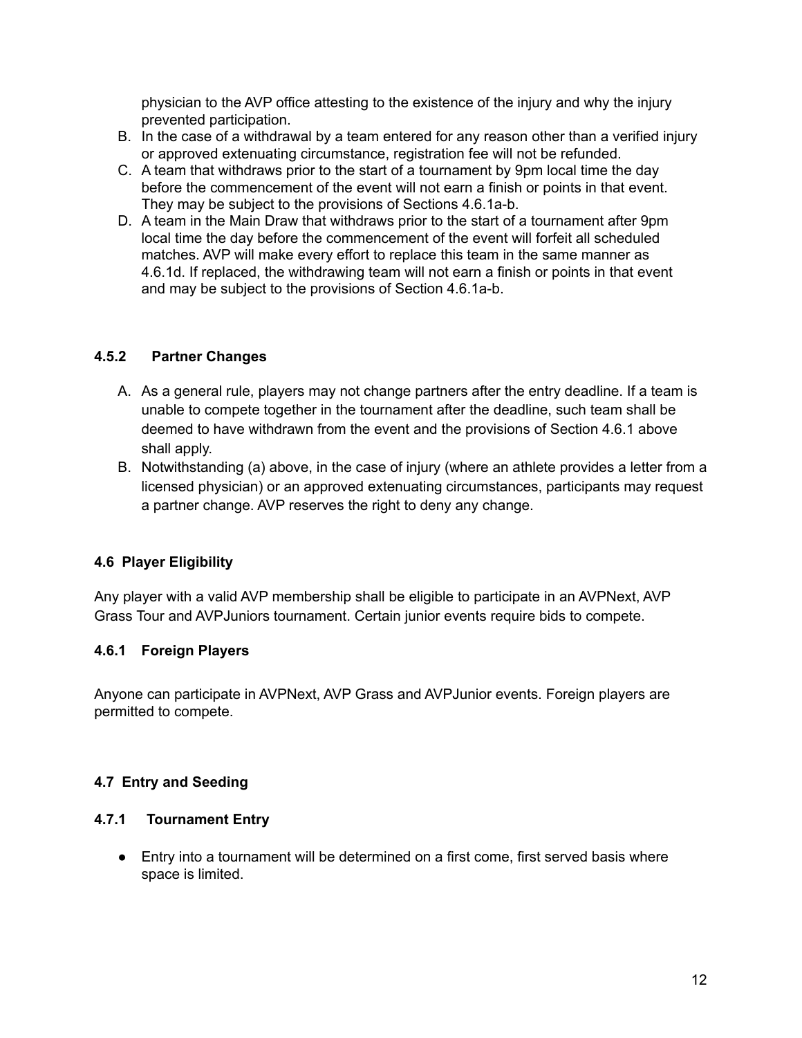physician to the AVP office attesting to the existence of the injury and why the injury prevented participation.

B. In the case of a withdrawal by a team entered for any reason other than a verified injury or approved extenuating circumstance, registration fee will not be refunded.
C. A team that withdraws prior to the start of a tournament by 9pm local time the day before the commencement of the event will not earn a finish or points in that event. They may be subject to the provisions of Sections 4.6.1a-b.
D. A team in the Main Draw that withdraws prior to the start of a tournament after 9pm local time the day before the commencement of the event will forfeit all scheduled matches. AVP will make every effort to replace this team in the same manner as 4.6.1d. If replaced, the withdrawing team will not earn a finish or points in that event and may be subject to the provisions of Section 4.6.1a-b.

#### 4.5.2 Partner Changes

A. As a general rule, players may not change partners after the entry deadline. If a team is unable to compete together in the tournament after the deadline, such team shall be deemed to have withdrawn from the event and the provisions of Section 4.6.1 above shall apply.
B. Notwithstanding (a) above, in the case of injury (where an athlete provides a letter from a licensed physician) or an approved extenuating circumstances, participants may request a partner change. AVP reserves the right to deny any change.

### 4.6 Player Eligibility

Any player with a valid AVP membership shall be eligible to participate in an AVPNext, AVP Grass Tour and AVPJuniors tournament. Certain junior events require bids to compete.

#### 4.6.1 Foreign Players

Anyone can participate in AVPNext, AVP Grass and AVPJunior events. Foreign players are permitted to compete.

### 4.7 Entry and Seeding

#### 4.7.1 Tournament Entry

- Entry into a tournament will be determined on a first come, first served basis where space is limited.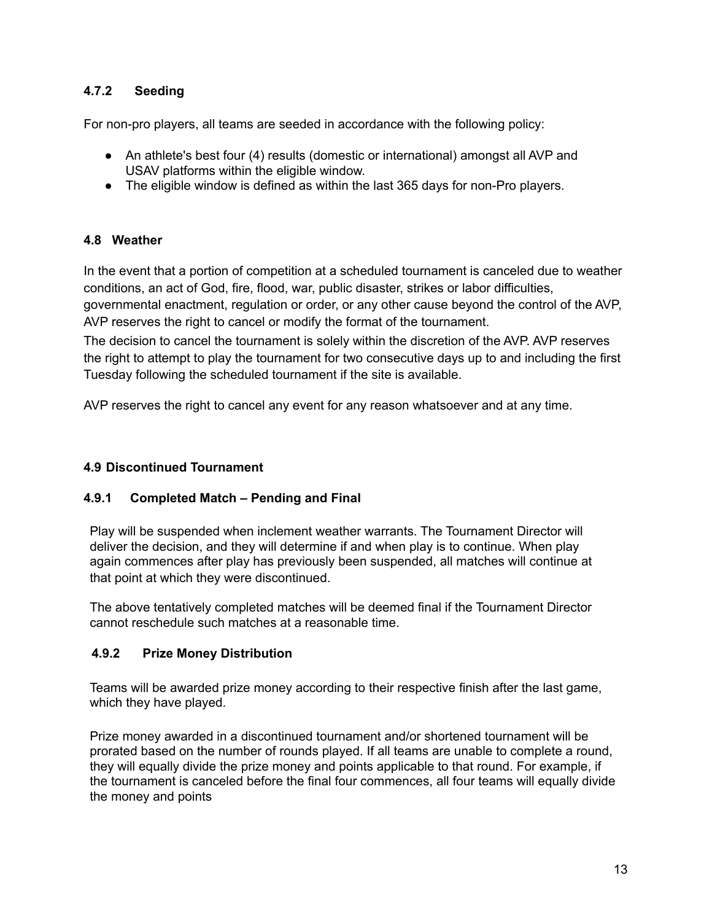#### 4.7.2 Seeding

For non-pro players, all teams are seeded in accordance with the following policy:

- An athlete's best four (4) results (domestic or international) amongst all AVP and USAV platforms within the eligible window.
- The eligible window is defined as within the last 365 days for non-Pro players.

### 4.8 Weather

In the event that a portion of competition at a scheduled tournament is canceled due to weather conditions, an act of God, fire, flood, war, public disaster, strikes or labor difficulties, governmental enactment, regulation or order, or any other cause beyond the control of the AVP, AVP reserves the right to cancel or modify the format of the tournament.
The decision to cancel the tournament is solely within the discretion of the AVP. AVP reserves the right to attempt to play the tournament for two consecutive days up to and including the first Tuesday following the scheduled tournament if the site is available.

AVP reserves the right to cancel any event for any reason whatsoever and at any time.

### 4.9 Discontinued Tournament

#### 4.9.1 Completed Match – Pending and Final

Play will be suspended when inclement weather warrants. The Tournament Director will deliver the decision, and they will determine if and when play is to continue. When play again commences after play has previously been suspended, all matches will continue at that point at which they were discontinued.

The above tentatively completed matches will be deemed final if the Tournament Director cannot reschedule such matches at a reasonable time.

#### 4.9.2 Prize Money Distribution

Teams will be awarded prize money according to their respective finish after the last game, which they have played.

Prize money awarded in a discontinued tournament and/or shortened tournament will be prorated based on the number of rounds played. If all teams are unable to complete a round, they will equally divide the prize money and points applicable to that round. For example, if the tournament is canceled before the final four commences, all four teams will equally divide the money and points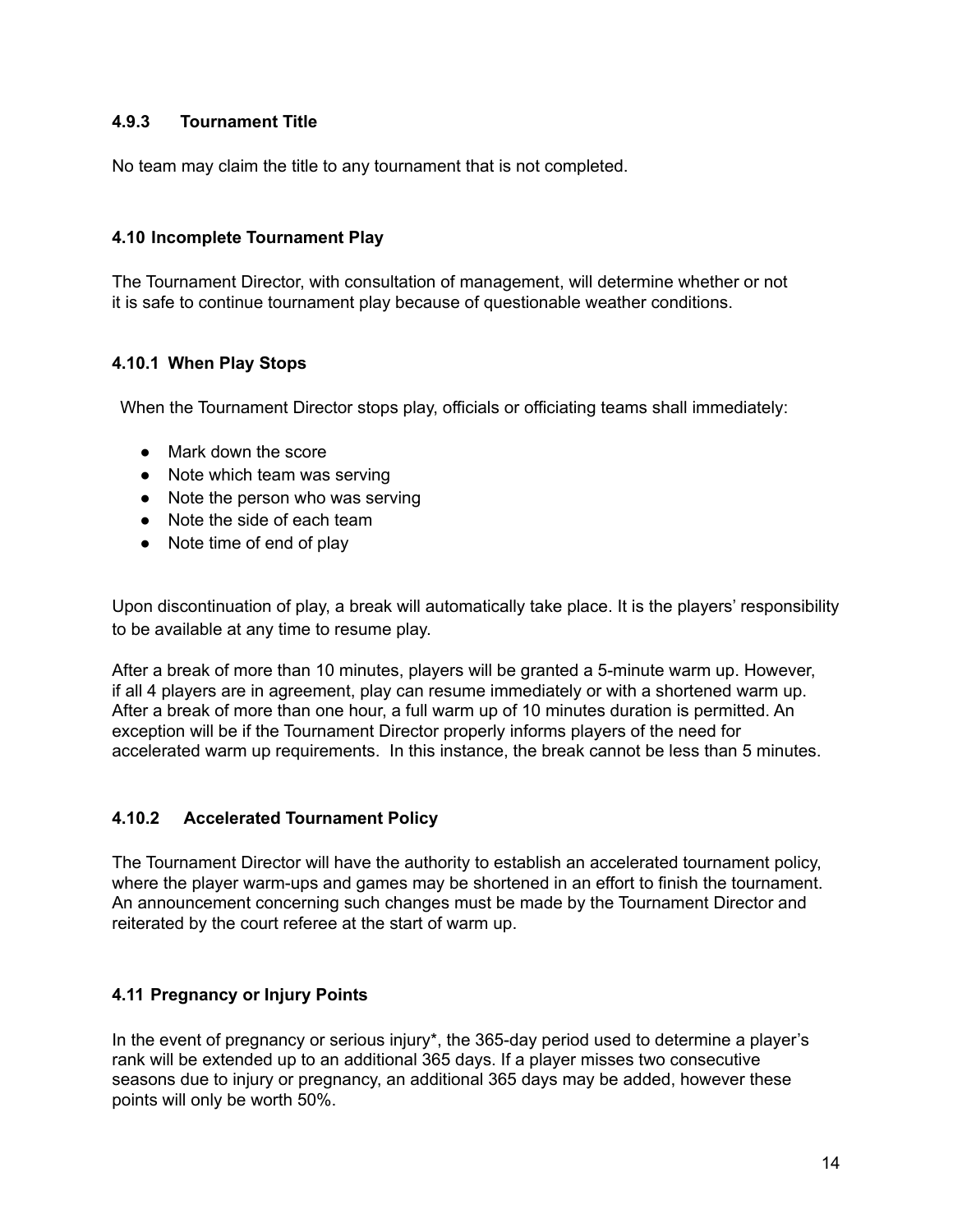#### 4.9.3 Tournament Title

No team may claim the title to any tournament that is not completed.

### 4.10 Incomplete Tournament Play

The Tournament Director, with consultation of management, will determine whether or not it is safe to continue tournament play because of questionable weather conditions.

#### 4.10.1 When Play Stops

When the Tournament Director stops play, officials or officiating teams shall immediately:

- Mark down the score
- Note which team was serving
- Note the person who was serving
- Note the side of each team
- Note time of end of play

Upon discontinuation of play, a break will automatically take place. It is the players' responsibility to be available at any time to resume play.

After a break of more than 10 minutes, players will be granted a 5-minute warm up. However, if all 4 players are in agreement, play can resume immediately or with a shortened warm up. After a break of more than one hour, a full warm up of 10 minutes duration is permitted. An exception will be if the Tournament Director properly informs players of the need for accelerated warm up requirements. In this instance, the break cannot be less than 5 minutes.

#### 4.10.2 Accelerated Tournament Policy

The Tournament Director will have the authority to establish an accelerated tournament policy, where the player warm-ups and games may be shortened in an effort to finish the tournament. An announcement concerning such changes must be made by the Tournament Director and reiterated by the court referee at the start of warm up.

### 4.11 Pregnancy or Injury Points

In the event of pregnancy or serious injury*, the 365-day period used to determine a player's rank will be extended up to an additional 365 days. If a player misses two consecutive seasons due to injury or pregnancy, an additional 365 days may be added, however these points will only be worth 50%.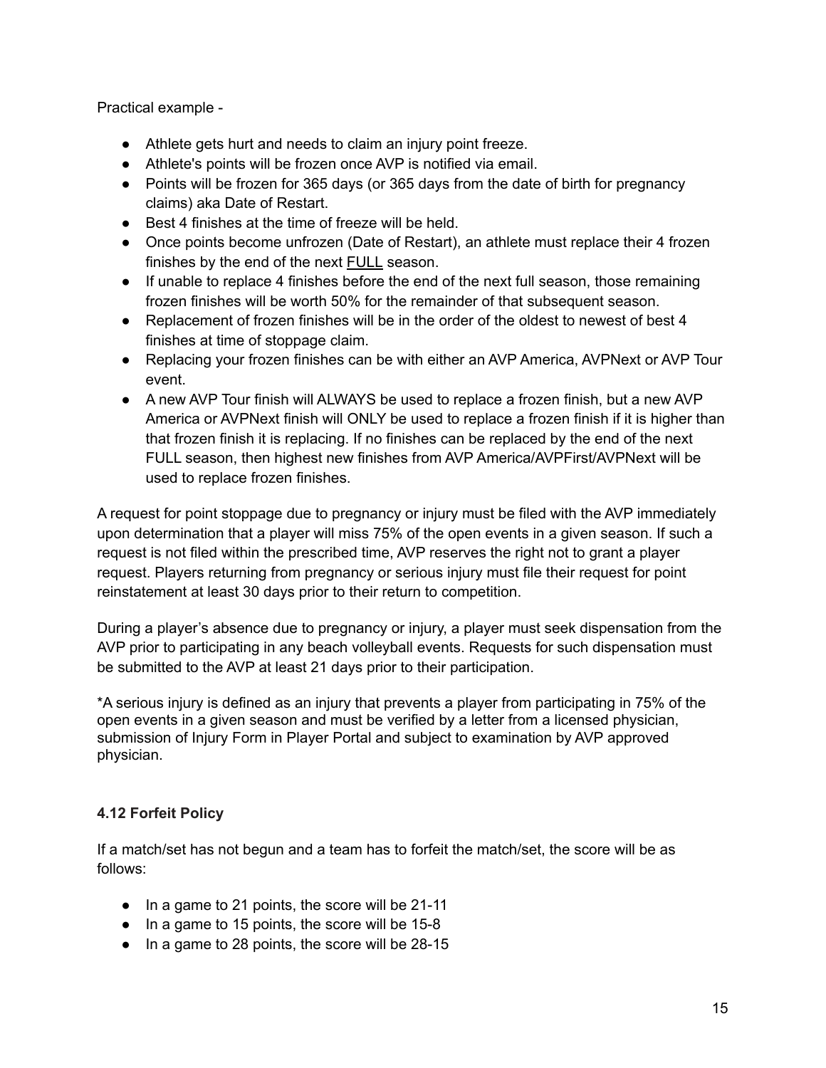Practical example -

- Athlete gets hurt and needs to claim an injury point freeze.
- Athlete's points will be frozen once AVP is notified via email.
- Points will be frozen for 365 days (or 365 days from the date of birth for pregnancy claims) aka Date of Restart.
- Best 4 finishes at the time of freeze will be held.
- Once points become unfrozen (Date of Restart), an athlete must replace their 4 frozen finishes by the end of the next <u>FULL</u> season.
- If unable to replace 4 finishes before the end of the next full season, those remaining frozen finishes will be worth 50% for the remainder of that subsequent season.
- Replacement of frozen finishes will be in the order of the oldest to newest of best 4 finishes at time of stoppage claim.
- Replacing your frozen finishes can be with either an AVP America, AVPNext or AVP Tour event.
- A new AVP Tour finish will ALWAYS be used to replace a frozen finish, but a new AVP America or AVPNext finish will ONLY be used to replace a frozen finish if it is higher than that frozen finish it is replacing. If no finishes can be replaced by the end of the next FULL season, then highest new finishes from AVP America/AVPFirst/AVPNext will be used to replace frozen finishes.

A request for point stoppage due to pregnancy or injury must be filed with the AVP immediately upon determination that a player will miss 75% of the open events in a given season. If such a request is not filed within the prescribed time, AVP reserves the right not to grant a player request. Players returning from pregnancy or serious injury must file their request for point reinstatement at least 30 days prior to their return to competition.

During a player's absence due to pregnancy or injury, a player must seek dispensation from the AVP prior to participating in any beach volleyball events. Requests for such dispensation must be submitted to the AVP at least 21 days prior to their participation.

*A serious injury is defined as an injury that prevents a player from participating in 75% of the open events in a given season and must be verified by a letter from a licensed physician, submission of Injury Form in Player Portal and subject to examination by AVP approved physician.

### 4.12 Forfeit Policy

If a match/set has not begun and a team has to forfeit the match/set, the score will be as follows:

- In a game to 21 points, the score will be 21-11
- In a game to 15 points, the score will be 15-8
- In a game to 28 points, the score will be 28-15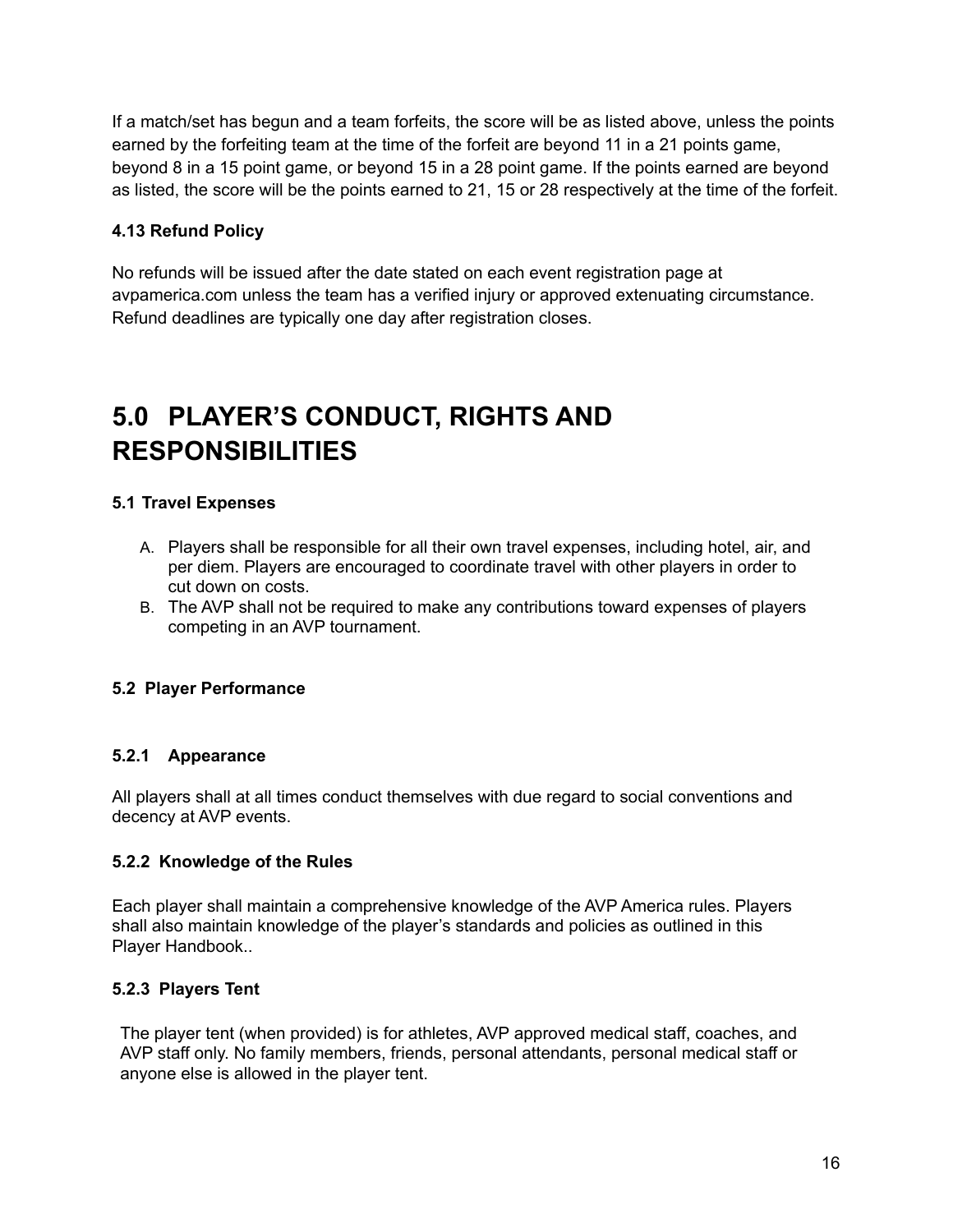If a match/set has begun and a team forfeits, the score will be as listed above, unless the points earned by the forfeiting team at the time of the forfeit are beyond 11 in a 21 points game, beyond 8 in a 15 point game, or beyond 15 in a 28 point game. If the points earned are beyond as listed, the score will be the points earned to 21, 15 or 28 respectively at the time of the forfeit.

### 4.13 Refund Policy

No refunds will be issued after the date stated on each event registration page at avpamerica.com unless the team has a verified injury or approved extenuating circumstance. Refund deadlines are typically one day after registration closes.

# 5.0 PLAYER'S CONDUCT, RIGHTS AND RESPONSIBILITIES

### 5.1 Travel Expenses

A. Players shall be responsible for all their own travel expenses, including hotel, air, and per diem. Players are encouraged to coordinate travel with other players in order to cut down on costs.
B. The AVP shall not be required to make any contributions toward expenses of players competing in an AVP tournament.

### 5.2 Player Performance

#### 5.2.1 Appearance

All players shall at all times conduct themselves with due regard to social conventions and decency at AVP events.

#### 5.2.2 Knowledge of the Rules

Each player shall maintain a comprehensive knowledge of the AVP America rules. Players shall also maintain knowledge of the player's standards and policies as outlined in this Player Handbook..

#### 5.2.3 Players Tent

The player tent (when provided) is for athletes, AVP approved medical staff, coaches, and AVP staff only. No family members, friends, personal attendants, personal medical staff or anyone else is allowed in the player tent.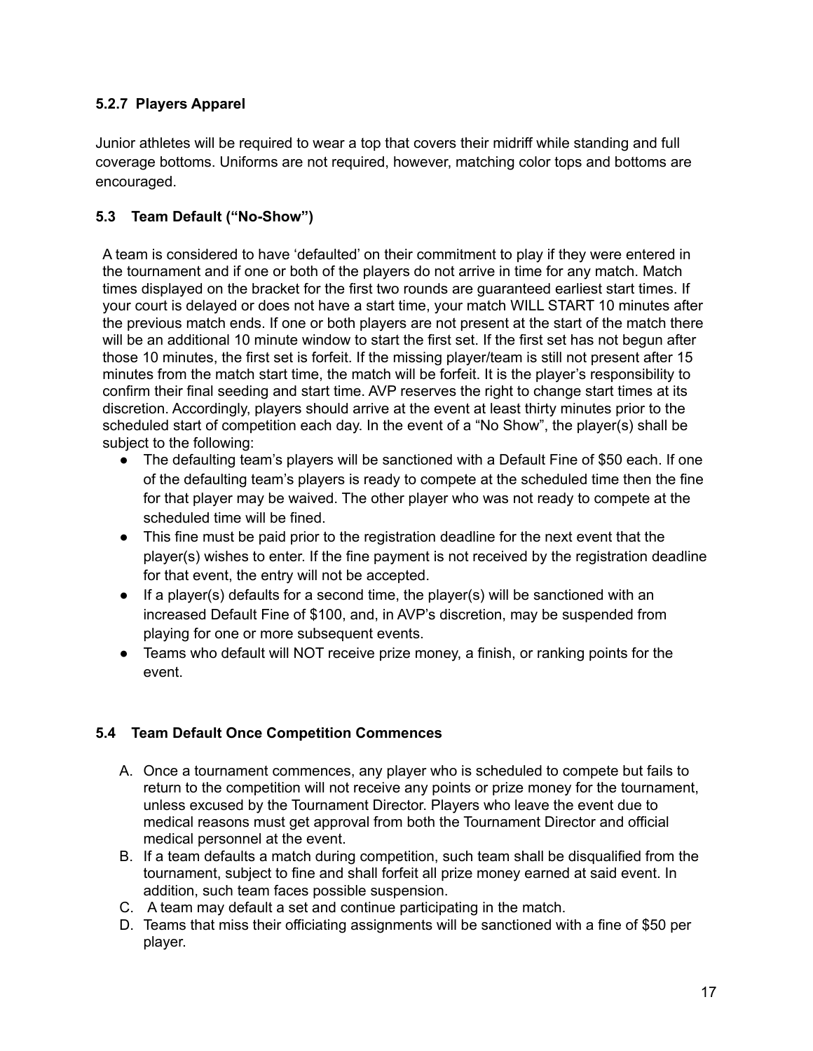#### 5.2.7 Players Apparel

Junior athletes will be required to wear a top that covers their midriff while standing and full coverage bottoms. Uniforms are not required, however, matching color tops and bottoms are encouraged.

### 5.3 Team Default ("No-Show")

A team is considered to have 'defaulted' on their commitment to play if they were entered in the tournament and if one or both of the players do not arrive in time for any match. Match times displayed on the bracket for the first two rounds are guaranteed earliest start times. If your court is delayed or does not have a start time, your match WILL START 10 minutes after the previous match ends. If one or both players are not present at the start of the match there will be an additional 10 minute window to start the first set. If the first set has not begun after those 10 minutes, the first set is forfeit. If the missing player/team is still not present after 15 minutes from the match start time, the match will be forfeit. It is the player's responsibility to confirm their final seeding and start time. AVP reserves the right to change start times at its discretion. Accordingly, players should arrive at the event at least thirty minutes prior to the scheduled start of competition each day. In the event of a "No Show", the player(s) shall be subject to the following:

- The defaulting team's players will be sanctioned with a Default Fine of $50 each. If one of the defaulting team's players is ready to compete at the scheduled time then the fine for that player may be waived. The other player who was not ready to compete at the scheduled time will be fined.
- This fine must be paid prior to the registration deadline for the next event that the player(s) wishes to enter. If the fine payment is not received by the registration deadline for that event, the entry will not be accepted.
- If a player(s) defaults for a second time, the player(s) will be sanctioned with an increased Default Fine of $100, and, in AVP's discretion, may be suspended from playing for one or more subsequent events.
- Teams who default will NOT receive prize money, a finish, or ranking points for the event.

### 5.4 Team Default Once Competition Commences

A. Once a tournament commences, any player who is scheduled to compete but fails to return to the competition will not receive any points or prize money for the tournament, unless excused by the Tournament Director. Players who leave the event due to medical reasons must get approval from both the Tournament Director and official medical personnel at the event.
B. If a team defaults a match during competition, such team shall be disqualified from the tournament, subject to fine and shall forfeit all prize money earned at said event. In addition, such team faces possible suspension.
C. A team may default a set and continue participating in the match.
D. Teams that miss their officiating assignments will be sanctioned with a fine of $50 per player.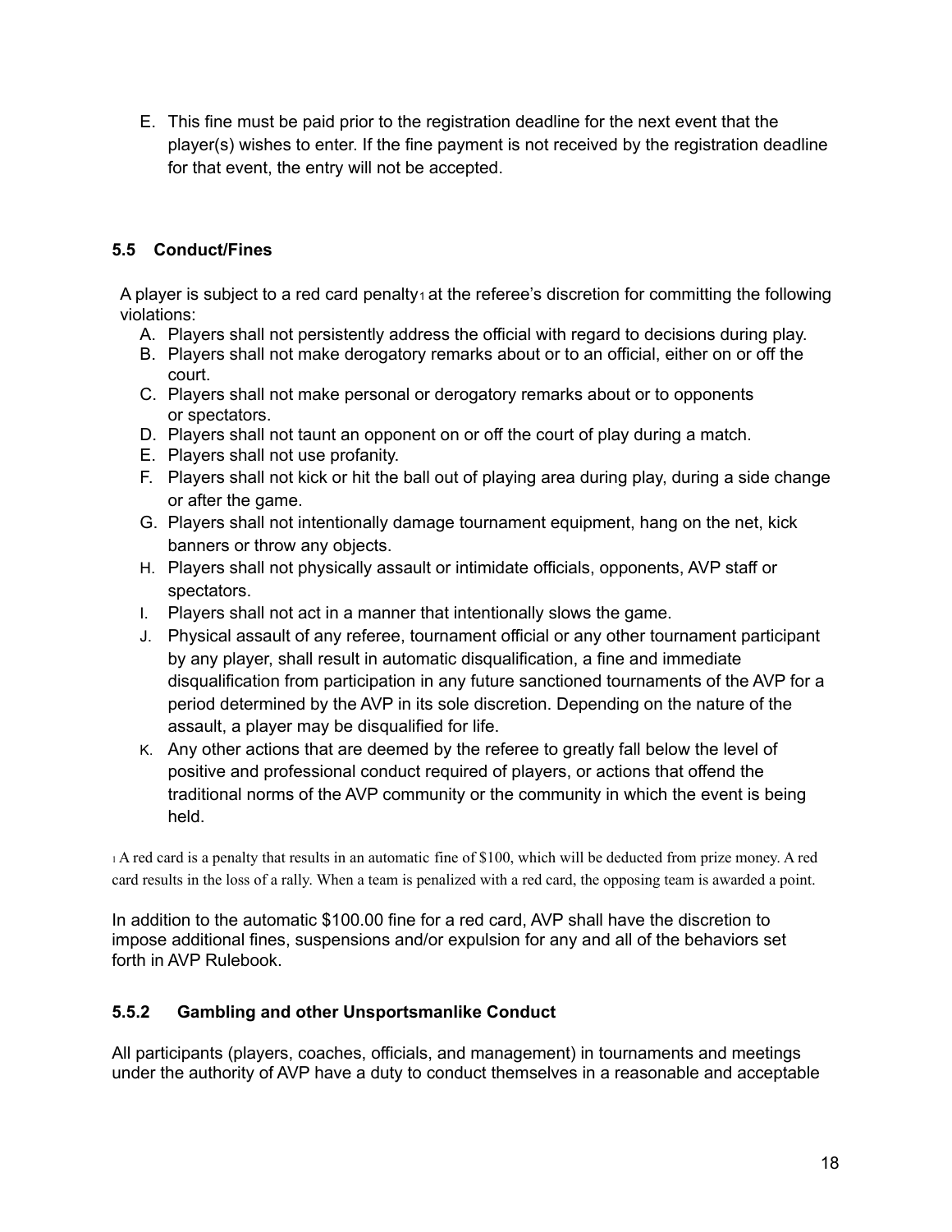E. This fine must be paid prior to the registration deadline for the next event that the player(s) wishes to enter. If the fine payment is not received by the registration deadline for that event, the entry will not be accepted.

### 5.5 Conduct/Fines

A player is subject to a red card penalty[1] at the referee's discretion for committing the following violations:

A. Players shall not persistently address the official with regard to decisions during play.
B. Players shall not make derogatory remarks about or to an official, either on or off the court.
C. Players shall not make personal or derogatory remarks about or to opponents or spectators.
D. Players shall not taunt an opponent on or off the court of play during a match.
E. Players shall not use profanity.
F. Players shall not kick or hit the ball out of playing area during play, during a side change or after the game.
G. Players shall not intentionally damage tournament equipment, hang on the net, kick banners or throw any objects.
H. Players shall not physically assault or intimidate officials, opponents, AVP staff or spectators.
I. Players shall not act in a manner that intentionally slows the game.
J. Physical assault of any referee, tournament official or any other tournament participant by any player, shall result in automatic disqualification, a fine and immediate disqualification from participation in any future sanctioned tournaments of the AVP for a period determined by the AVP in its sole discretion. Depending on the nature of the assault, a player may be disqualified for life.
K. Any other actions that are deemed by the referee to greatly fall below the level of positive and professional conduct required of players, or actions that offend the traditional norms of the AVP community or the community in which the event is being held.

[1] A red card is a penalty that results in an automatic fine of $100, which will be deducted from prize money. A red card results in the loss of a rally. When a team is penalized with a red card, the opposing team is awarded a point.

In addition to the automatic $100.00 fine for a red card, AVP shall have the discretion to impose additional fines, suspensions and/or expulsion for any and all of the behaviors set forth in AVP Rulebook.

### 5.5.2 Gambling and other Unsportsmanlike Conduct

All participants (players, coaches, officials, and management) in tournaments and meetings under the authority of AVP have a duty to conduct themselves in a reasonable and acceptable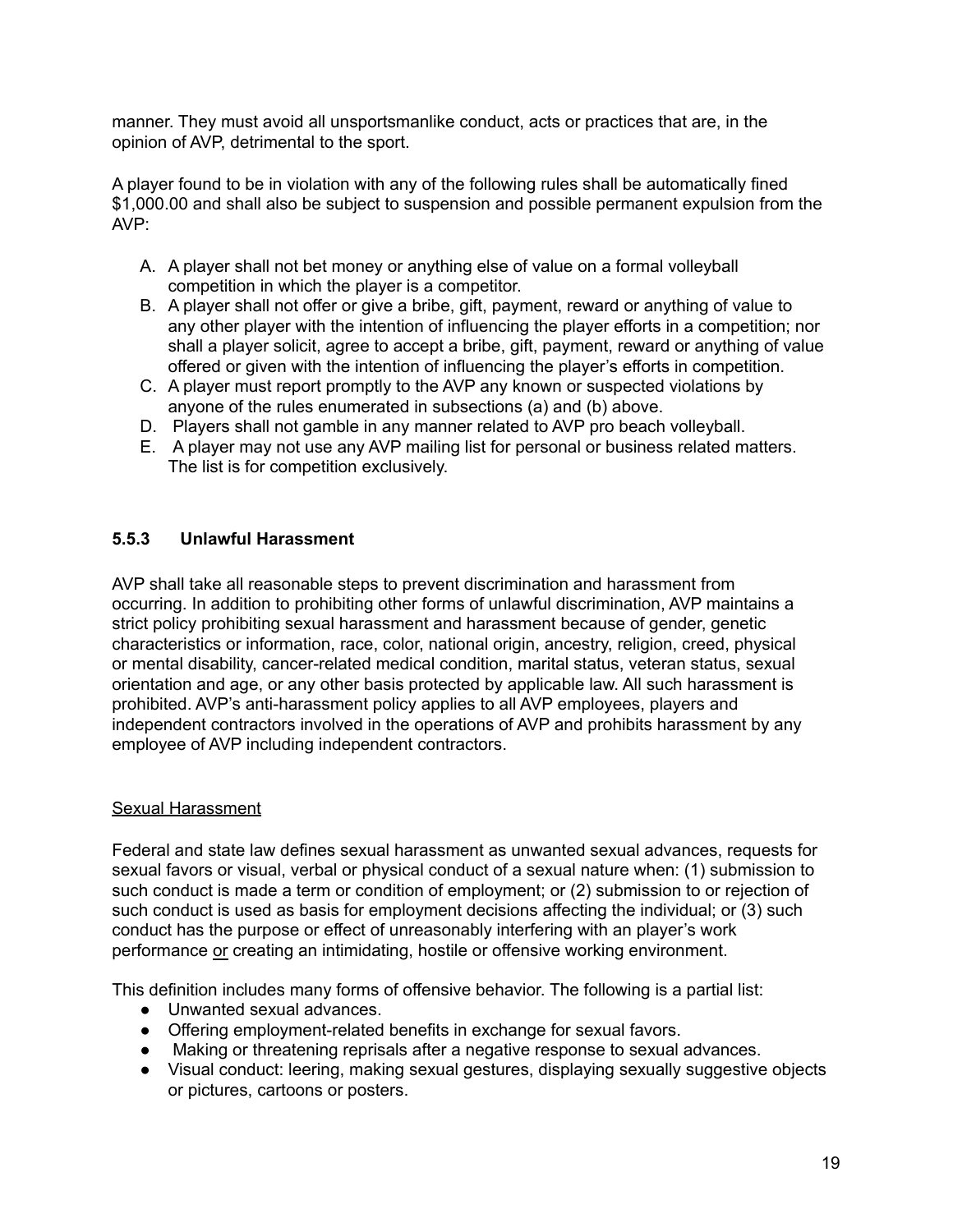manner. They must avoid all unsportsmanlike conduct, acts or practices that are, in the opinion of AVP, detrimental to the sport.

A player found to be in violation with any of the following rules shall be automatically fined $1,000.00 and shall also be subject to suspension and possible permanent expulsion from the AVP:

A. A player shall not bet money or anything else of value on a formal volleyball competition in which the player is a competitor.
B. A player shall not offer or give a bribe, gift, payment, reward or anything of value to any other player with the intention of influencing the player efforts in a competition; nor shall a player solicit, agree to accept a bribe, gift, payment, reward or anything of value offered or given with the intention of influencing the player's efforts in competition.
C. A player must report promptly to the AVP any known or suspected violations by anyone of the rules enumerated in subsections (a) and (b) above.
D. Players shall not gamble in any manner related to AVP pro beach volleyball.
E. A player may not use any AVP mailing list for personal or business related matters. The list is for competition exclusively.

### 5.5.3 Unlawful Harassment

AVP shall take all reasonable steps to prevent discrimination and harassment from occurring. In addition to prohibiting other forms of unlawful discrimination, AVP maintains a strict policy prohibiting sexual harassment and harassment because of gender, genetic characteristics or information, race, color, national origin, ancestry, religion, creed, physical or mental disability, cancer-related medical condition, marital status, veteran status, sexual orientation and age, or any other basis protected by applicable law. All such harassment is prohibited. AVP's anti-harassment policy applies to all AVP employees, players and independent contractors involved in the operations of AVP and prohibits harassment by any employee of AVP including independent contractors.

<u>Sexual Harassment</u>

Federal and state law defines sexual harassment as unwanted sexual advances, requests for sexual favors or visual, verbal or physical conduct of a sexual nature when: (1) submission to such conduct is made a term or condition of employment; or (2) submission to or rejection of such conduct is used as basis for employment decisions affecting the individual; or (3) such conduct has the purpose or effect of unreasonably interfering with an player's work performance <u>or</u> creating an intimidating, hostile or offensive working environment.

This definition includes many forms of offensive behavior. The following is a partial list:

- Unwanted sexual advances.
- Offering employment-related benefits in exchange for sexual favors.
- Making or threatening reprisals after a negative response to sexual advances.
- Visual conduct: leering, making sexual gestures, displaying sexually suggestive objects or pictures, cartoons or posters.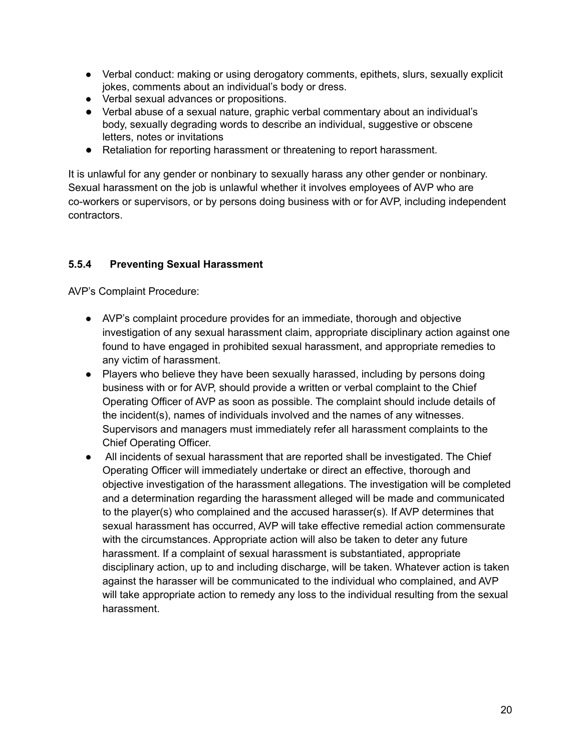- Verbal conduct: making or using derogatory comments, epithets, slurs, sexually explicit jokes, comments about an individual's body or dress.
- Verbal sexual advances or propositions.
- Verbal abuse of a sexual nature, graphic verbal commentary about an individual's body, sexually degrading words to describe an individual, suggestive or obscene letters, notes or invitations
- Retaliation for reporting harassment or threatening to report harassment.

It is unlawful for any gender or nonbinary to sexually harass any other gender or nonbinary. Sexual harassment on the job is unlawful whether it involves employees of AVP who are co-workers or supervisors, or by persons doing business with or for AVP, including independent contractors.

### 5.5.4 Preventing Sexual Harassment

AVP's Complaint Procedure:

- AVP's complaint procedure provides for an immediate, thorough and objective investigation of any sexual harassment claim, appropriate disciplinary action against one found to have engaged in prohibited sexual harassment, and appropriate remedies to any victim of harassment.
- Players who believe they have been sexually harassed, including by persons doing business with or for AVP, should provide a written or verbal complaint to the Chief Operating Officer of AVP as soon as possible. The complaint should include details of the incident(s), names of individuals involved and the names of any witnesses. Supervisors and managers must immediately refer all harassment complaints to the Chief Operating Officer.
- All incidents of sexual harassment that are reported shall be investigated. The Chief Operating Officer will immediately undertake or direct an effective, thorough and objective investigation of the harassment allegations. The investigation will be completed and a determination regarding the harassment alleged will be made and communicated to the player(s) who complained and the accused harasser(s). If AVP determines that sexual harassment has occurred, AVP will take effective remedial action commensurate with the circumstances. Appropriate action will also be taken to deter any future harassment. If a complaint of sexual harassment is substantiated, appropriate disciplinary action, up to and including discharge, will be taken. Whatever action is taken against the harasser will be communicated to the individual who complained, and AVP will take appropriate action to remedy any loss to the individual resulting from the sexual harassment.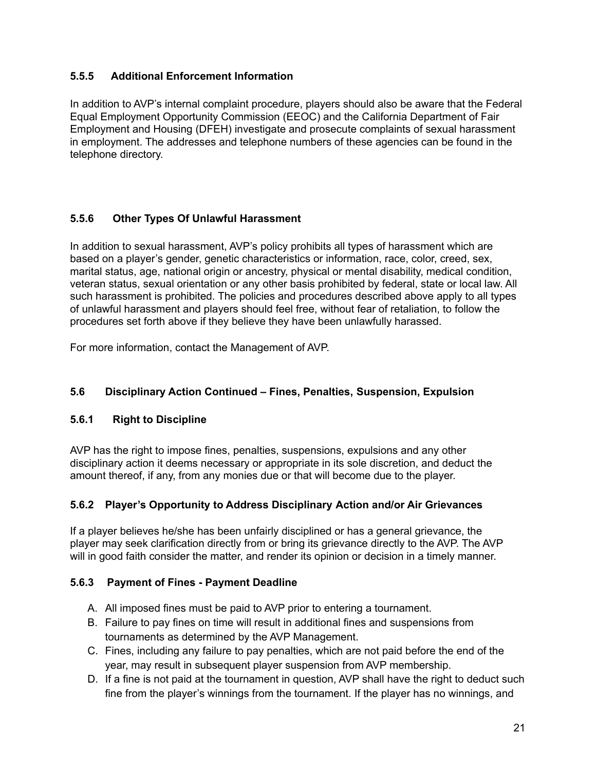### 5.5.5 Additional Enforcement Information

In addition to AVP's internal complaint procedure, players should also be aware that the Federal Equal Employment Opportunity Commission (EEOC) and the California Department of Fair Employment and Housing (DFEH) investigate and prosecute complaints of sexual harassment in employment. The addresses and telephone numbers of these agencies can be found in the telephone directory.

### 5.5.6 Other Types Of Unlawful Harassment

In addition to sexual harassment, AVP's policy prohibits all types of harassment which are based on a player's gender, genetic characteristics or information, race, color, creed, sex, marital status, age, national origin or ancestry, physical or mental disability, medical condition, veteran status, sexual orientation or any other basis prohibited by federal, state or local law. All such harassment is prohibited. The policies and procedures described above apply to all types of unlawful harassment and players should feel free, without fear of retaliation, to follow the procedures set forth above if they believe they have been unlawfully harassed.

For more information, contact the Management of AVP.

## 5.6 Disciplinary Action Continued – Fines, Penalties, Suspension, Expulsion

### 5.6.1 Right to Discipline

AVP has the right to impose fines, penalties, suspensions, expulsions and any other disciplinary action it deems necessary or appropriate in its sole discretion, and deduct the amount thereof, if any, from any monies due or that will become due to the player.

### 5.6.2 Player's Opportunity to Address Disciplinary Action and/or Air Grievances

If a player believes he/she has been unfairly disciplined or has a general grievance, the player may seek clarification directly from or bring its grievance directly to the AVP. The AVP will in good faith consider the matter, and render its opinion or decision in a timely manner.

### 5.6.3 Payment of Fines - Payment Deadline

A. All imposed fines must be paid to AVP prior to entering a tournament.
B. Failure to pay fines on time will result in additional fines and suspensions from tournaments as determined by the AVP Management.
C. Fines, including any failure to pay penalties, which are not paid before the end of the year, may result in subsequent player suspension from AVP membership.
D. If a fine is not paid at the tournament in question, AVP shall have the right to deduct such fine from the player's winnings from the tournament. If the player has no winnings, and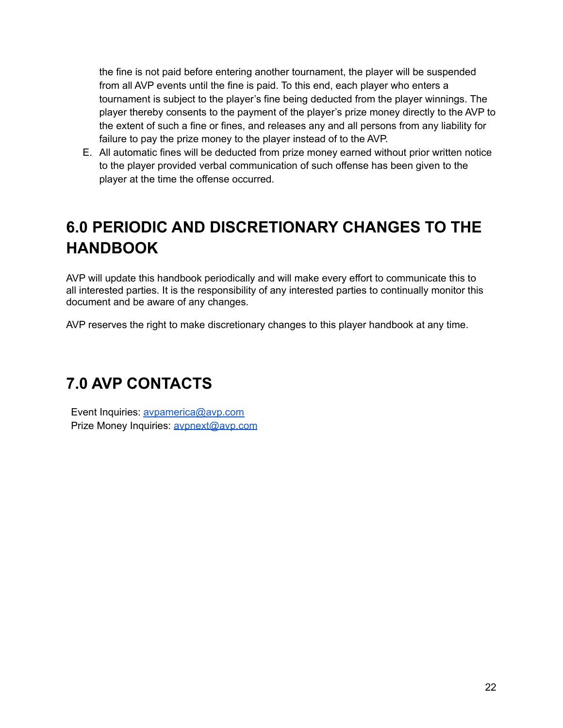the fine is not paid before entering another tournament, the player will be suspended from all AVP events until the fine is paid. To this end, each player who enters a tournament is subject to the player's fine being deducted from the player winnings. The player thereby consents to the payment of the player's prize money directly to the AVP to the extent of such a fine or fines, and releases any and all persons from any liability for failure to pay the prize money to the player instead of to the AVP.

E. All automatic fines will be deducted from prize money earned without prior written notice to the player provided verbal communication of such offense has been given to the player at the time the offense occurred.

# 6.0 PERIODIC AND DISCRETIONARY CHANGES TO THE HANDBOOK

AVP will update this handbook periodically and will make every effort to communicate this to all interested parties. It is the responsibility of any interested parties to continually monitor this document and be aware of any changes.

AVP reserves the right to make discretionary changes to this player handbook at any time.

# 7.0 AVP CONTACTS

Event Inquiries: avpamerica@avp.com
Prize Money Inquiries: avpnext@avp.com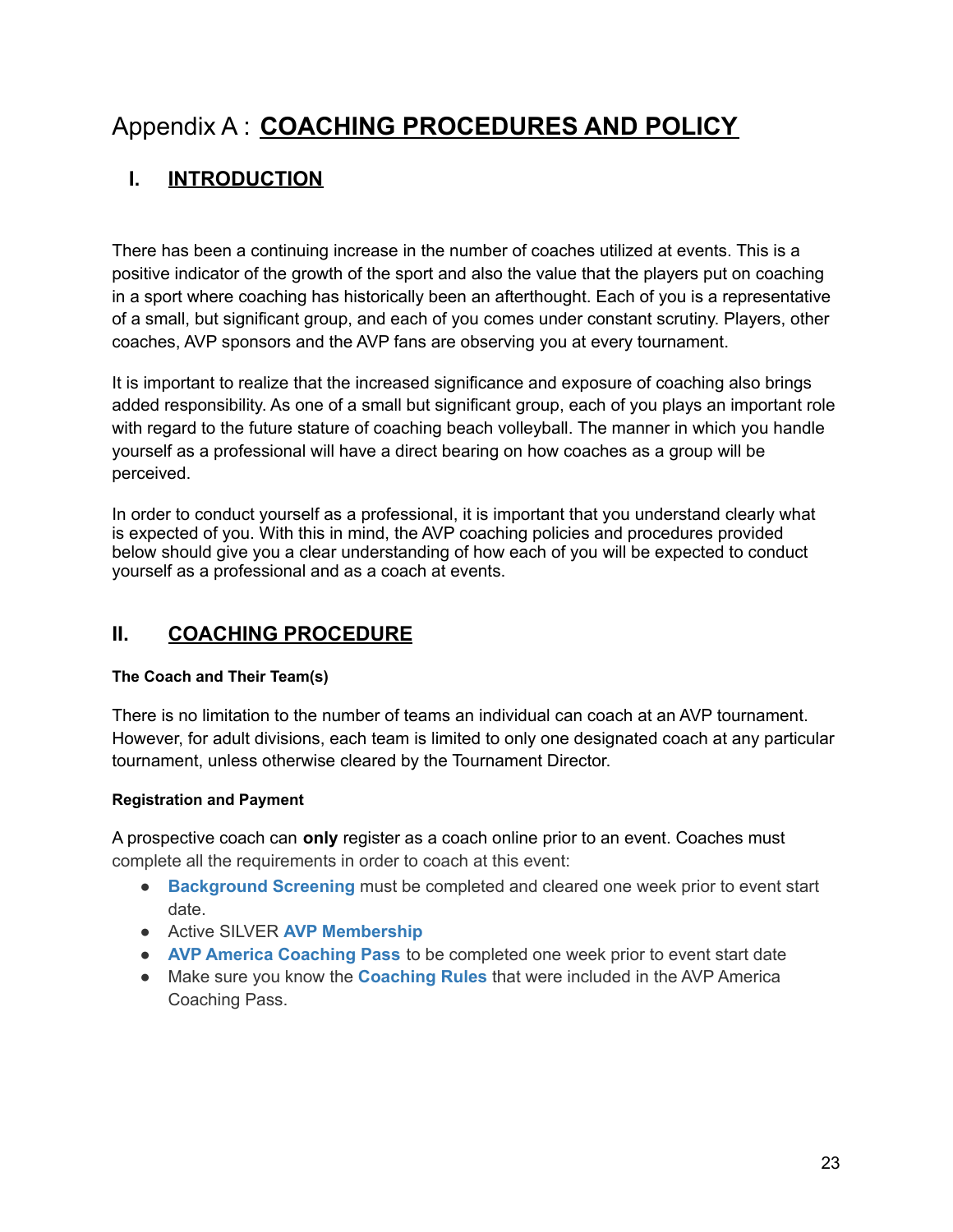# Appendix A : COACHING PROCEDURES AND POLICY

## I. INTRODUCTION

There has been a continuing increase in the number of coaches utilized at events. This is a positive indicator of the growth of the sport and also the value that the players put on coaching in a sport where coaching has historically been an afterthought. Each of you is a representative of a small, but significant group, and each of you comes under constant scrutiny. Players, other coaches, AVP sponsors and the AVP fans are observing you at every tournament.

It is important to realize that the increased significance and exposure of coaching also brings added responsibility. As one of a small but significant group, each of you plays an important role with regard to the future stature of coaching beach volleyball. The manner in which you handle yourself as a professional will have a direct bearing on how coaches as a group will be perceived.

In order to conduct yourself as a professional, it is important that you understand clearly what is expected of you. With this in mind, the AVP coaching policies and procedures provided below should give you a clear understanding of how each of you will be expected to conduct yourself as a professional and as a coach at events.

## II. COACHING PROCEDURE

#### The Coach and Their Team(s)

There is no limitation to the number of teams an individual can coach at an AVP tournament. However, for adult divisions, each team is limited to only one designated coach at any particular tournament, unless otherwise cleared by the Tournament Director.

#### Registration and Payment

A prospective coach can **only** register as a coach online prior to an event. Coaches must complete all the requirements in order to coach at this event:

- **Background Screening** must be completed and cleared one week prior to event start date.
- Active SILVER **AVP Membership**
- **AVP America Coaching Pass** to be completed one week prior to event start date
- Make sure you know the **Coaching Rules** that were included in the AVP America Coaching Pass.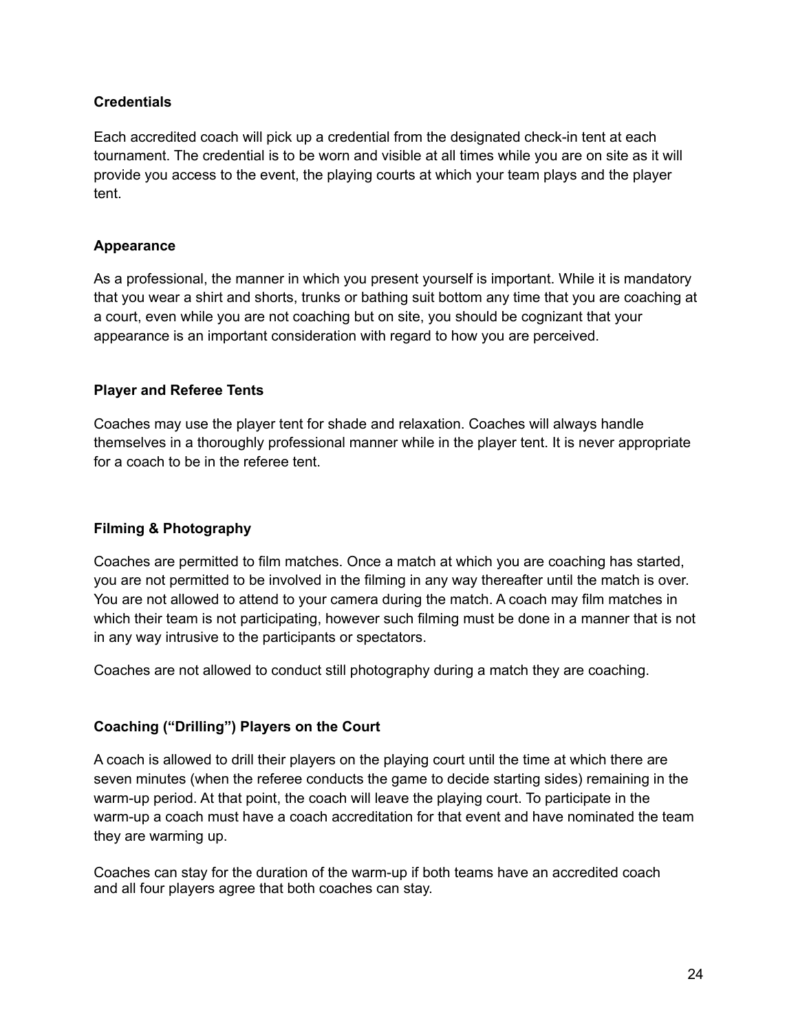**Credentials**

Each accredited coach will pick up a credential from the designated check-in tent at each tournament. The credential is to be worn and visible at all times while you are on site as it will provide you access to the event, the playing courts at which your team plays and the player tent.

**Appearance**

As a professional, the manner in which you present yourself is important. While it is mandatory that you wear a shirt and shorts, trunks or bathing suit bottom any time that you are coaching at a court, even while you are not coaching but on site, you should be cognizant that your appearance is an important consideration with regard to how you are perceived.

**Player and Referee Tents**

Coaches may use the player tent for shade and relaxation. Coaches will always handle themselves in a thoroughly professional manner while in the player tent. It is never appropriate for a coach to be in the referee tent.

**Filming & Photography**

Coaches are permitted to film matches. Once a match at which you are coaching has started, you are not permitted to be involved in the filming in any way thereafter until the match is over. You are not allowed to attend to your camera during the match. A coach may film matches in which their team is not participating, however such filming must be done in a manner that is not in any way intrusive to the participants or spectators.

Coaches are not allowed to conduct still photography during a match they are coaching.

**Coaching ("Drilling") Players on the Court**

A coach is allowed to drill their players on the playing court until the time at which there are seven minutes (when the referee conducts the game to decide starting sides) remaining in the warm-up period. At that point, the coach will leave the playing court. To participate in the warm-up a coach must have a coach accreditation for that event and have nominated the team they are warming up.

Coaches can stay for the duration of the warm-up if both teams have an accredited coach and all four players agree that both coaches can stay.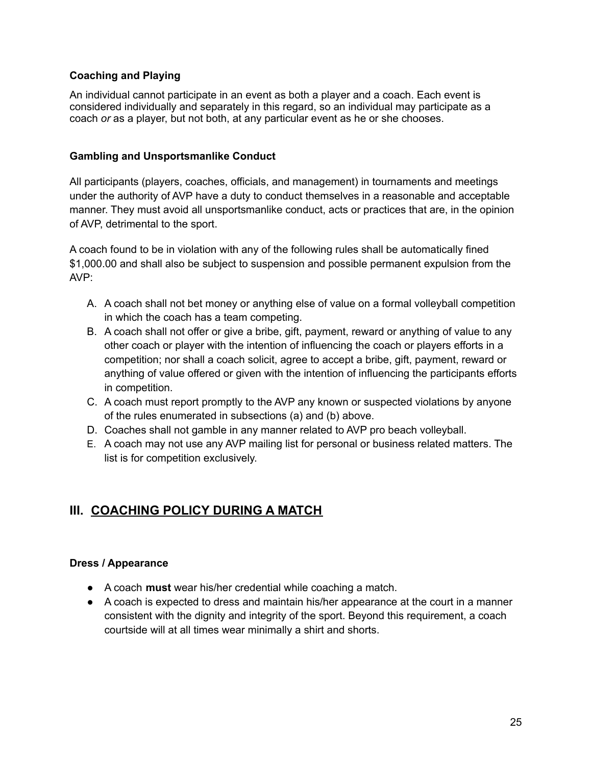**Coaching and Playing**

An individual cannot participate in an event as both a player and a coach. Each event is considered individually and separately in this regard, so an individual may participate as a coach *or* as a player, but not both, at any particular event as he or she chooses.

**Gambling and Unsportsmanlike Conduct**

All participants (players, coaches, officials, and management) in tournaments and meetings under the authority of AVP have a duty to conduct themselves in a reasonable and acceptable manner. They must avoid all unsportsmanlike conduct, acts or practices that are, in the opinion of AVP, detrimental to the sport.

A coach found to be in violation with any of the following rules shall be automatically fined $1,000.00 and shall also be subject to suspension and possible permanent expulsion from the AVP:

A. A coach shall not bet money or anything else of value on a formal volleyball competition in which the coach has a team competing.
B. A coach shall not offer or give a bribe, gift, payment, reward or anything of value to any other coach or player with the intention of influencing the coach or players efforts in a competition; nor shall a coach solicit, agree to accept a bribe, gift, payment, reward or anything of value offered or given with the intention of influencing the participants efforts in competition.
C. A coach must report promptly to the AVP any known or suspected violations by anyone of the rules enumerated in subsections (a) and (b) above.
D. Coaches shall not gamble in any manner related to AVP pro beach volleyball.
E. A coach may not use any AVP mailing list for personal or business related matters. The list is for competition exclusively.

## III. COACHING POLICY DURING A MATCH

**Dress / Appearance**

- A coach **must** wear his/her credential while coaching a match.
- A coach is expected to dress and maintain his/her appearance at the court in a manner consistent with the dignity and integrity of the sport. Beyond this requirement, a coach courtside will at all times wear minimally a shirt and shorts.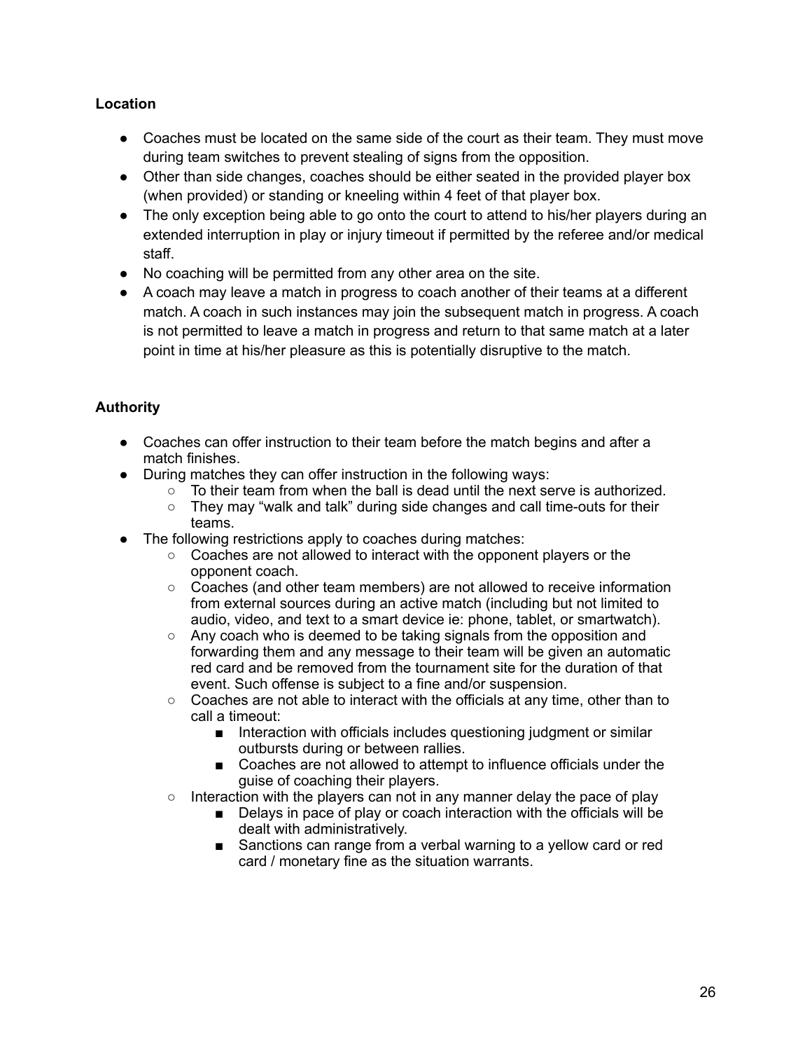**Location**

- Coaches must be located on the same side of the court as their team. They must move during team switches to prevent stealing of signs from the opposition.
- Other than side changes, coaches should be either seated in the provided player box (when provided) or standing or kneeling within 4 feet of that player box.
- The only exception being able to go onto the court to attend to his/her players during an extended interruption in play or injury timeout if permitted by the referee and/or medical staff.
- No coaching will be permitted from any other area on the site.
- A coach may leave a match in progress to coach another of their teams at a different match. A coach in such instances may join the subsequent match in progress. A coach is not permitted to leave a match in progress and return to that same match at a later point in time at his/her pleasure as this is potentially disruptive to the match.

**Authority**

- Coaches can offer instruction to their team before the match begins and after a match finishes.
- During matches they can offer instruction in the following ways:
  - To their team from when the ball is dead until the next serve is authorized.
  - They may "walk and talk" during side changes and call time-outs for their teams.
- The following restrictions apply to coaches during matches:
  - Coaches are not allowed to interact with the opponent players or the opponent coach.
  - Coaches (and other team members) are not allowed to receive information from external sources during an active match (including but not limited to audio, video, and text to a smart device ie: phone, tablet, or smartwatch).
  - Any coach who is deemed to be taking signals from the opposition and forwarding them and any message to their team will be given an automatic red card and be removed from the tournament site for the duration of that event. Such offense is subject to a fine and/or suspension.
  - Coaches are not able to interact with the officials at any time, other than to call a timeout:
    - Interaction with officials includes questioning judgment or similar outbursts during or between rallies.
    - Coaches are not allowed to attempt to influence officials under the guise of coaching their players.
  - Interaction with the players can not in any manner delay the pace of play
    - Delays in pace of play or coach interaction with the officials will be dealt with administratively.
    - Sanctions can range from a verbal warning to a yellow card or red card / monetary fine as the situation warrants.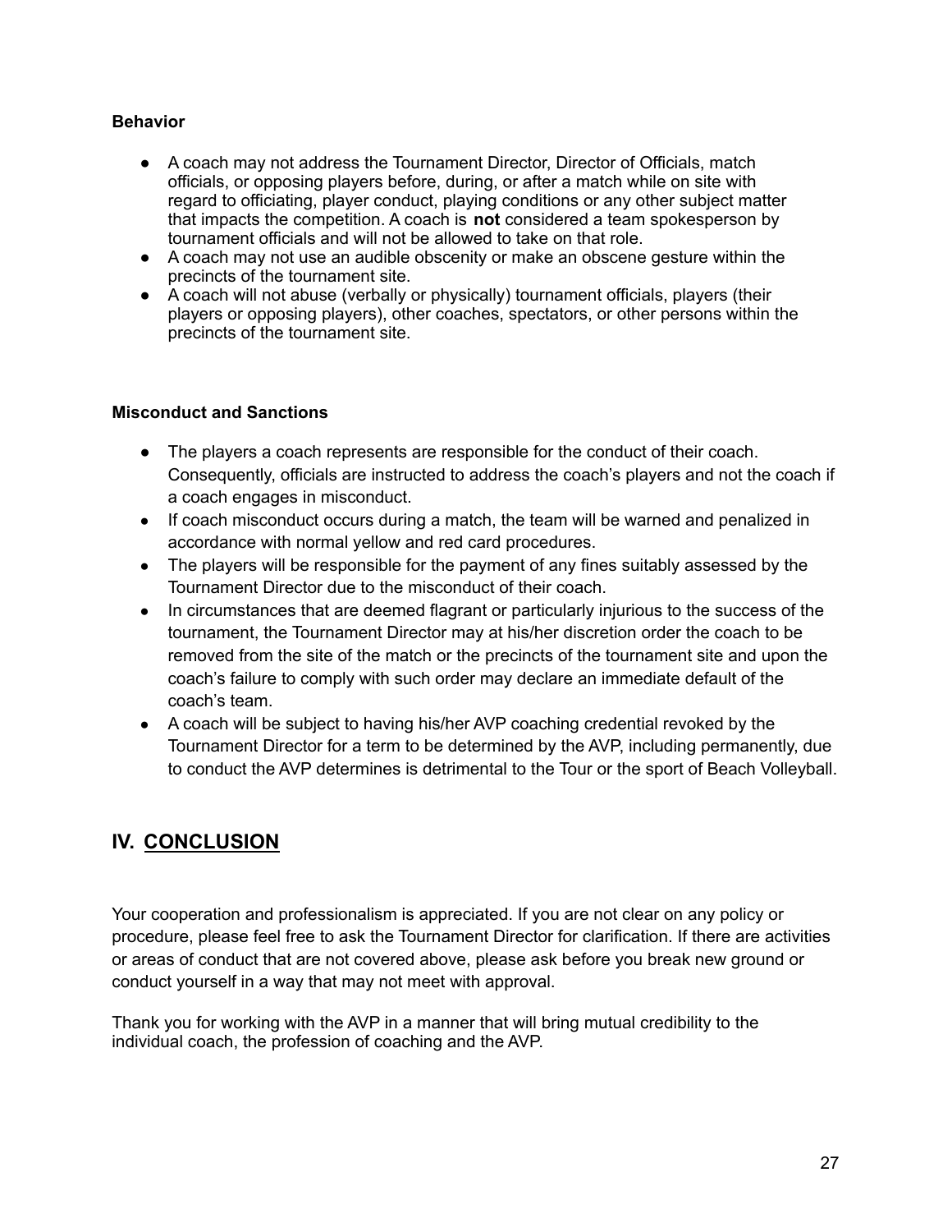**Behavior**

- A coach may not address the Tournament Director, Director of Officials, match officials, or opposing players before, during, or after a match while on site with regard to officiating, player conduct, playing conditions or any other subject matter that impacts the competition. A coach is **not** considered a team spokesperson by tournament officials and will not be allowed to take on that role.
- A coach may not use an audible obscenity or make an obscene gesture within the precincts of the tournament site.
- A coach will not abuse (verbally or physically) tournament officials, players (their players or opposing players), other coaches, spectators, or other persons within the precincts of the tournament site.

**Misconduct and Sanctions**

- The players a coach represents are responsible for the conduct of their coach. Consequently, officials are instructed to address the coach's players and not the coach if a coach engages in misconduct.
- If coach misconduct occurs during a match, the team will be warned and penalized in accordance with normal yellow and red card procedures.
- The players will be responsible for the payment of any fines suitably assessed by the Tournament Director due to the misconduct of their coach.
- In circumstances that are deemed flagrant or particularly injurious to the success of the tournament, the Tournament Director may at his/her discretion order the coach to be removed from the site of the match or the precincts of the tournament site and upon the coach's failure to comply with such order may declare an immediate default of the coach's team.
- A coach will be subject to having his/her AVP coaching credential revoked by the Tournament Director for a term to be determined by the AVP, including permanently, due to conduct the AVP determines is detrimental to the Tour or the sport of Beach Volleyball.

## IV. CONCLUSION

Your cooperation and professionalism is appreciated. If you are not clear on any policy or procedure, please feel free to ask the Tournament Director for clarification. If there are activities or areas of conduct that are not covered above, please ask before you break new ground or conduct yourself in a way that may not meet with approval.

Thank you for working with the AVP in a manner that will bring mutual credibility to the individual coach, the profession of coaching and the AVP.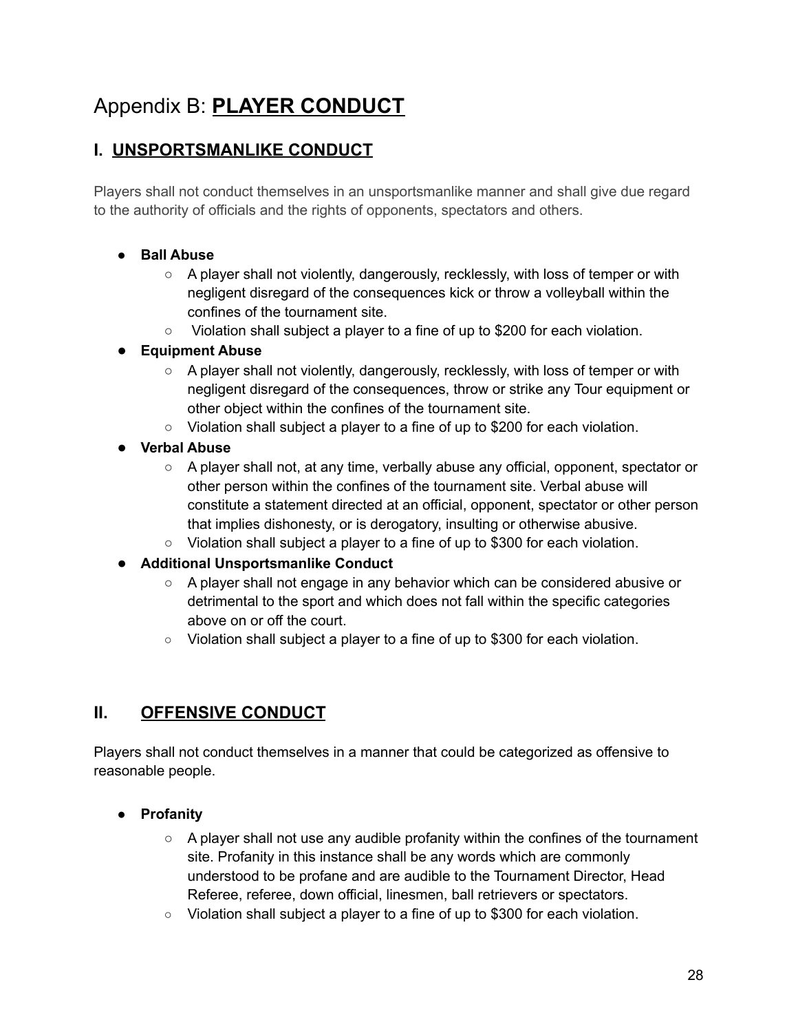# Appendix B: **PLAYER CONDUCT**

## I. UNSPORTSMANLIKE CONDUCT

Players shall not conduct themselves in an unsportsmanlike manner and shall give due regard to the authority of officials and the rights of opponents, spectators and others.

- **Ball Abuse**
  - A player shall not violently, dangerously, recklessly, with loss of temper or with negligent disregard of the consequences kick or throw a volleyball within the confines of the tournament site.
  - Violation shall subject a player to a fine of up to $200 for each violation.
- **Equipment Abuse**
  - A player shall not violently, dangerously, recklessly, with loss of temper or with negligent disregard of the consequences, throw or strike any Tour equipment or other object within the confines of the tournament site.
  - Violation shall subject a player to a fine of up to $200 for each violation.
- **Verbal Abuse**
  - A player shall not, at any time, verbally abuse any official, opponent, spectator or other person within the confines of the tournament site. Verbal abuse will constitute a statement directed at an official, opponent, spectator or other person that implies dishonesty, or is derogatory, insulting or otherwise abusive.
  - Violation shall subject a player to a fine of up to $300 for each violation.
- **Additional Unsportsmanlike Conduct**
  - A player shall not engage in any behavior which can be considered abusive or detrimental to the sport and which does not fall within the specific categories above on or off the court.
  - Violation shall subject a player to a fine of up to $300 for each violation.

## II. OFFENSIVE CONDUCT

Players shall not conduct themselves in a manner that could be categorized as offensive to reasonable people.

- **Profanity**
  - A player shall not use any audible profanity within the confines of the tournament site. Profanity in this instance shall be any words which are commonly understood to be profane and are audible to the Tournament Director, Head Referee, referee, down official, linesmen, ball retrievers or spectators.
  - Violation shall subject a player to a fine of up to $300 for each violation.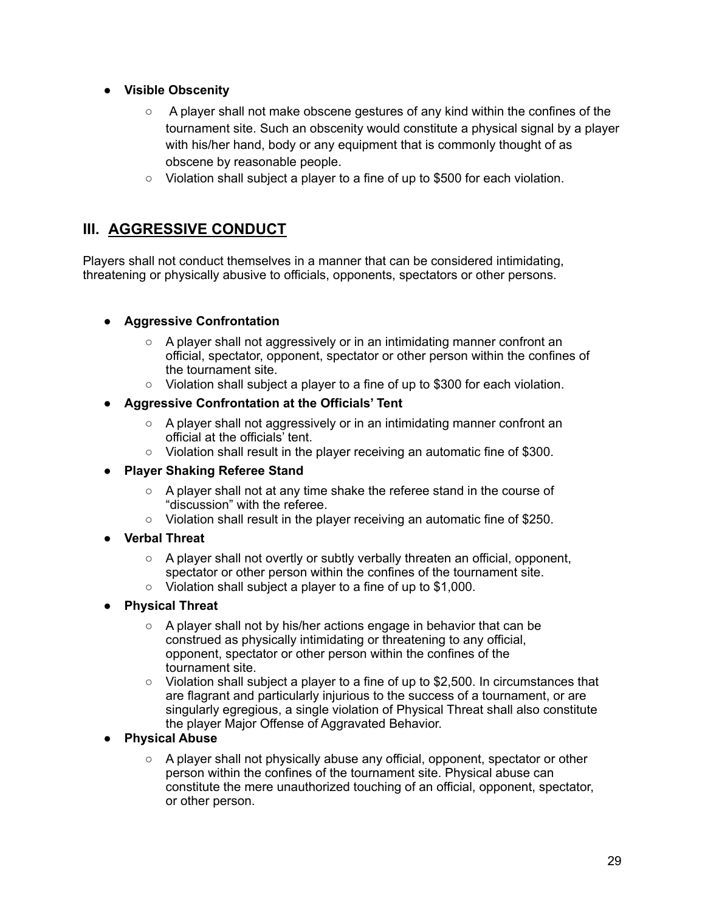- **Visible Obscenity**
  - A player shall not make obscene gestures of any kind within the confines of the tournament site. Such an obscenity would constitute a physical signal by a player with his/her hand, body or any equipment that is commonly thought of as obscene by reasonable people.
  - Violation shall subject a player to a fine of up to $500 for each violation.

## III. AGGRESSIVE CONDUCT

Players shall not conduct themselves in a manner that can be considered intimidating, threatening or physically abusive to officials, opponents, spectators or other persons.

- **Aggressive Confrontation**
  - A player shall not aggressively or in an intimidating manner confront an official, spectator, opponent, spectator or other person within the confines of the tournament site.
  - Violation shall subject a player to a fine of up to $300 for each violation.
- **Aggressive Confrontation at the Officials' Tent**
  - A player shall not aggressively or in an intimidating manner confront an official at the officials' tent.
  - Violation shall result in the player receiving an automatic fine of $300.
- **Player Shaking Referee Stand**
  - A player shall not at any time shake the referee stand in the course of "discussion" with the referee.
  - Violation shall result in the player receiving an automatic fine of $250.
- **Verbal Threat**
  - A player shall not overtly or subtly verbally threaten an official, opponent, spectator or other person within the confines of the tournament site.
  - Violation shall subject a player to a fine of up to $1,000.
- **Physical Threat**
  - A player shall not by his/her actions engage in behavior that can be construed as physically intimidating or threatening to any official, opponent, spectator or other person within the confines of the tournament site.
  - Violation shall subject a player to a fine of up to $2,500. In circumstances that are flagrant and particularly injurious to the success of a tournament, or are singularly egregious, a single violation of Physical Threat shall also constitute the player Major Offense of Aggravated Behavior.
- **Physical Abuse**
  - A player shall not physically abuse any official, opponent, spectator or other person within the confines of the tournament site. Physical abuse can constitute the mere unauthorized touching of an official, opponent, spectator, or other person.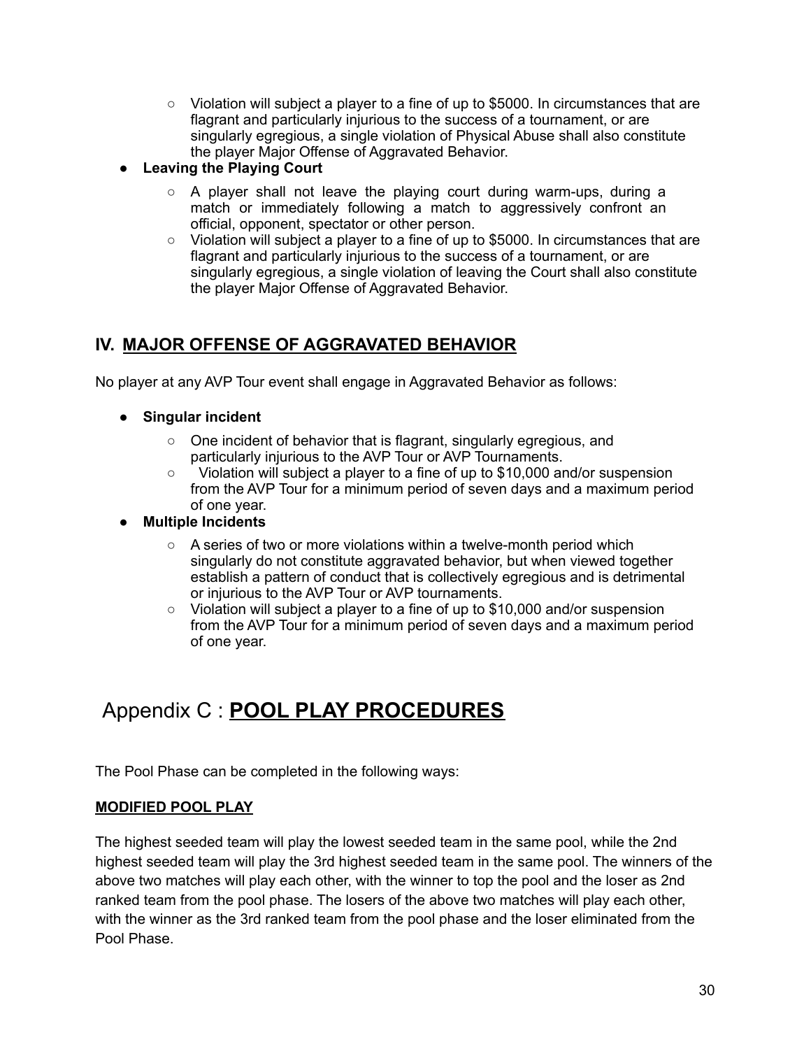- Violation will subject a player to a fine of up to $5000. In circumstances that are flagrant and particularly injurious to the success of a tournament, or are singularly egregious, a single violation of Physical Abuse shall also constitute the player Major Offense of Aggravated Behavior.

- **Leaving the Playing Court**
  - A player shall not leave the playing court during warm-ups, during a match or immediately following a match to aggressively confront an official, opponent, spectator or other person.
  - Violation will subject a player to a fine of up to $5000. In circumstances that are flagrant and particularly injurious to the success of a tournament, or are singularly egregious, a single violation of leaving the Court shall also constitute the player Major Offense of Aggravated Behavior.

## IV. MAJOR OFFENSE OF AGGRAVATED BEHAVIOR

No player at any AVP Tour event shall engage in Aggravated Behavior as follows:

- **Singular incident**
  - One incident of behavior that is flagrant, singularly egregious, and particularly injurious to the AVP Tour or AVP Tournaments.
  - Violation will subject a player to a fine of up to $10,000 and/or suspension from the AVP Tour for a minimum period of seven days and a maximum period of one year.
- **Multiple Incidents**
  - A series of two or more violations within a twelve-month period which singularly do not constitute aggravated behavior, but when viewed together establish a pattern of conduct that is collectively egregious and is detrimental or injurious to the AVP Tour or AVP tournaments.
  - Violation will subject a player to a fine of up to $10,000 and/or suspension from the AVP Tour for a minimum period of seven days and a maximum period of one year.

# Appendix C : POOL PLAY PROCEDURES

The Pool Phase can be completed in the following ways:

**MODIFIED POOL PLAY**

The highest seeded team will play the lowest seeded team in the same pool, while the 2nd highest seeded team will play the 3rd highest seeded team in the same pool. The winners of the above two matches will play each other, with the winner to top the pool and the loser as 2nd ranked team from the pool phase. The losers of the above two matches will play each other, with the winner as the 3rd ranked team from the pool phase and the loser eliminated from the Pool Phase.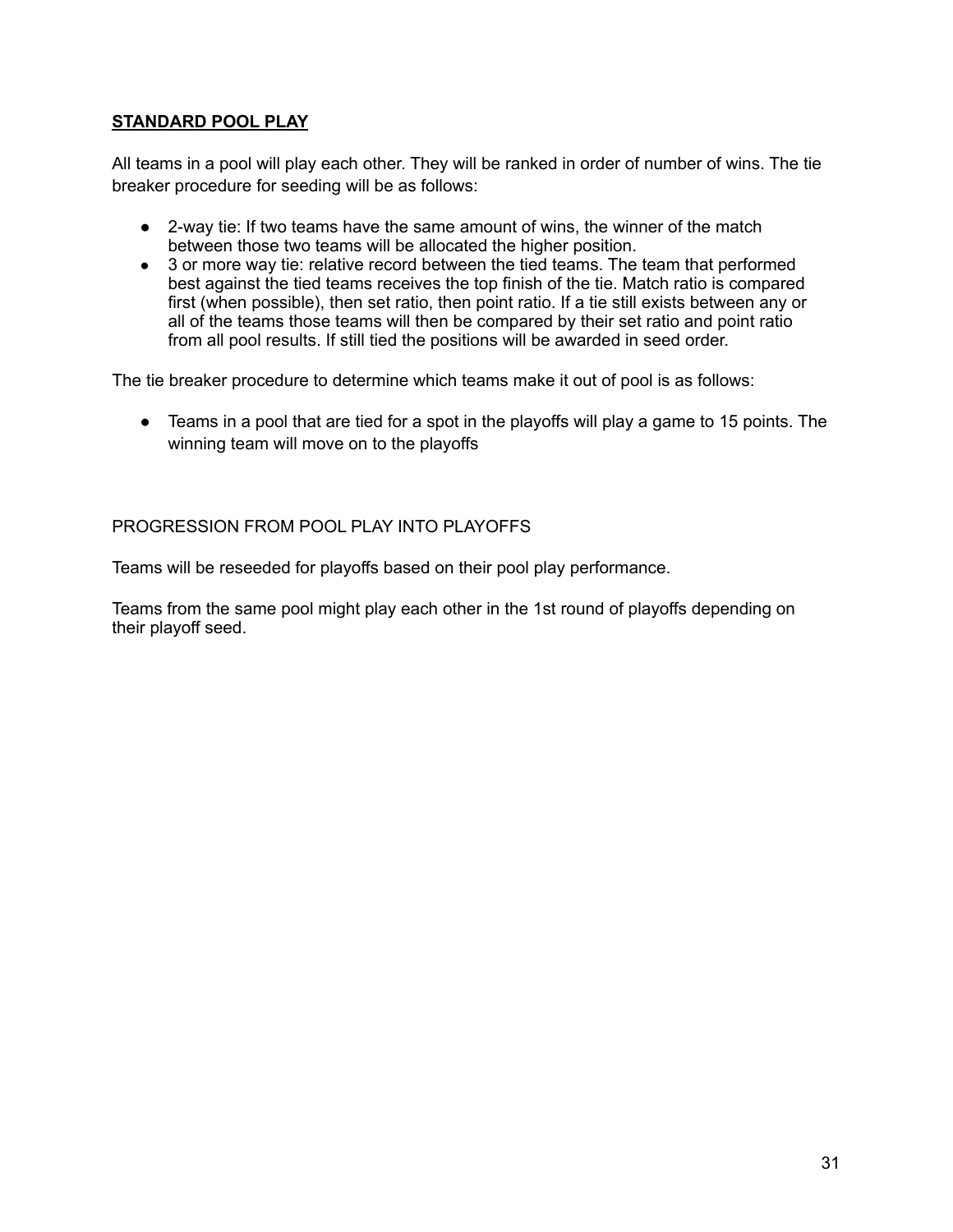## **STANDARD POOL PLAY**

All teams in a pool will play each other. They will be ranked in order of number of wins. The tie breaker procedure for seeding will be as follows:

- 2-way tie: If two teams have the same amount of wins, the winner of the match between those two teams will be allocated the higher position.
- 3 or more way tie: relative record between the tied teams. The team that performed best against the tied teams receives the top finish of the tie. Match ratio is compared first (when possible), then set ratio, then point ratio. If a tie still exists between any or all of the teams those teams will then be compared by their set ratio and point ratio from all pool results. If still tied the positions will be awarded in seed order.

The tie breaker procedure to determine which teams make it out of pool is as follows:

- Teams in a pool that are tied for a spot in the playoffs will play a game to 15 points. The winning team will move on to the playoffs

## PROGRESSION FROM POOL PLAY INTO PLAYOFFS

Teams will be reseeded for playoffs based on their pool play performance.

Teams from the same pool might play each other in the 1st round of playoffs depending on their playoff seed.